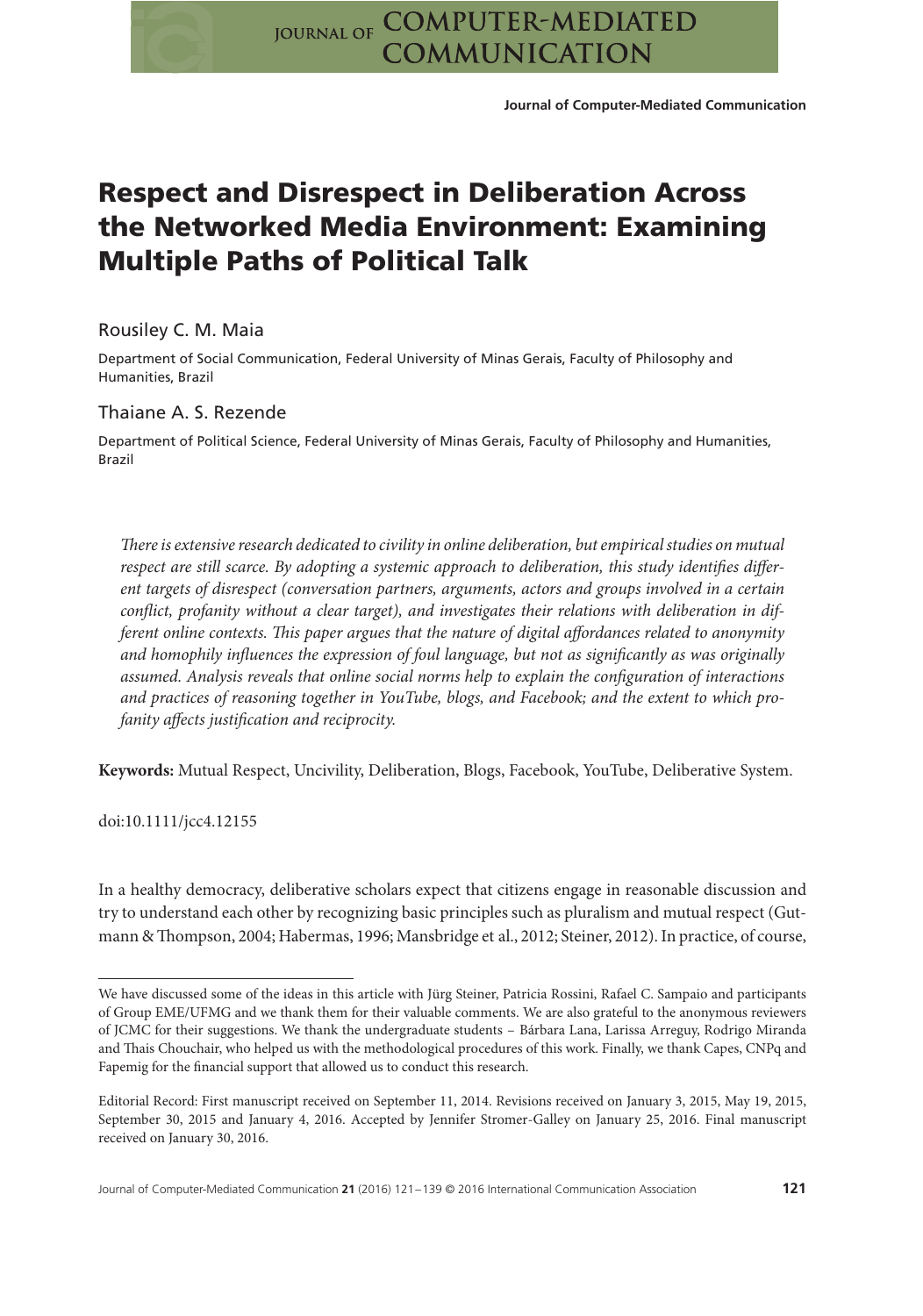# Respect and Disrespect in Deliberation Across the Networked Media Environment: Examining Multiple Paths of Political Talk

Rousiley C. M. Maia

Department of Social Communication, Federal University of Minas Gerais, Faculty of Philosophy and Humanities, Brazil

Thaiane A. S. Rezende

Department of Political Science, Federal University of Minas Gerais, Faculty of Philosophy and Humanities, Brazil

*There is extensive research dedicated to civility in online deliberation, but empirical studies on mutual respect are still scarce. By adopting a systemic approach to deliberation, this study identifies different targets of disrespect (conversation partners, arguments, actors and groups involved in a certain conflict, profanity without a clear target), and investigates their relations with deliberation in different online contexts. This paper argues that the nature of digital affordances related to anonymity and homophily influences the expression of foul language, but not as significantly as was originally assumed. Analysis reveals that online social norms help to explain the configuration of interactions and practices of reasoning together in YouTube, blogs, and Facebook; and the extent to which profanity affects justification and reciprocity.*

**Keywords:** Mutual Respect, Uncivility, Deliberation, Blogs, Facebook, YouTube, Deliberative System.

doi:10.1111/jcc4.12155

In a healthy democracy, deliberative scholars expect that citizens engage in reasonable discussion and try to understand each other by recognizing basic principles such as pluralism and mutual respect (Gutmann & Thompson, 2004; Habermas, 1996; Mansbridge et al., 2012; Steiner, 2012). In practice, of course,

---

We have discussed some of the ideas in this article with Jürg Steiner, Patricia Rossini, Rafael C. Sampaio and participants of Group EME/UFMG and we thank them for their valuable comments. We are also grateful to the anonymous reviewers of JCMC for their suggestions. We thank the undergraduate students – Bárbara Lana, Larissa Arreguy, Rodrigo Miranda and Thais Chouchair, who helped us with the methodological procedures of this work. Finally, we thank Capes, CNPq and Fapemig for the financial support that allowed us to conduct this research.

Editorial Record: First manuscript received on September 11, 2014. Revisions received on January 3, 2015, May 19, 2015, September 30, 2015 and January 4, 2016. Accepted by Jennifer Stromer-Galley on January 25, 2016. Final manuscript received on January 30, 2016.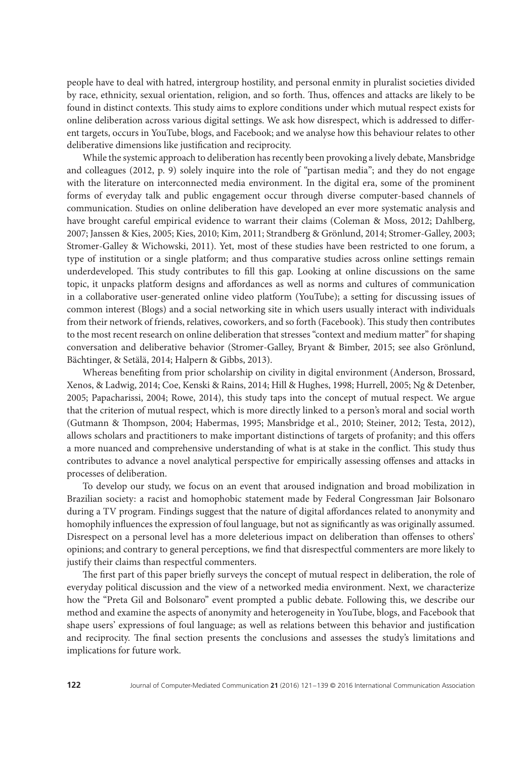people have to deal with hatred, intergroup hostility, and personal enmity in pluralist societies divided by race, ethnicity, sexual orientation, religion, and so forth. Thus, offences and attacks are likely to be found in distinct contexts. This study aims to explore conditions under which mutual respect exists for online deliberation across various digital settings. We ask how disrespect, which is addressed to different targets, occurs in YouTube, blogs, and Facebook; and we analyse how this behaviour relates to other deliberative dimensions like justification and reciprocity.

While the systemic approach to deliberation has recently been provoking a lively debate, Mansbridge and colleagues (2012, p. 9) solely inquire into the role of "partisan media"; and they do not engage with the literature on interconnected media environment. In the digital era, some of the prominent forms of everyday talk and public engagement occur through diverse computer-based channels of communication. Studies on online deliberation have developed an ever more systematic analysis and have brought careful empirical evidence to warrant their claims (Coleman & Moss, 2012; Dahlberg, 2007; Janssen & Kies, 2005; Kies, 2010; Kim, 2011; Strandberg & Grönlund, 2014; Stromer-Galley, 2003; Stromer-Galley & Wichowski, 2011). Yet, most of these studies have been restricted to one forum, a type of institution or a single platform; and thus comparative studies across online settings remain underdeveloped. This study contributes to fill this gap. Looking at online discussions on the same topic, it unpacks platform designs and affordances as well as norms and cultures of communication in a collaborative user-generated online video platform (YouTube); a setting for discussing issues of common interest (Blogs) and a social networking site in which users usually interact with individuals from their network of friends, relatives, coworkers, and so forth (Facebook). This study then contributes to the most recent research on online deliberation that stresses "context and medium matter" for shaping conversation and deliberative behavior (Stromer-Galley, Bryant & Bimber, 2015; see also Grönlund, Bächtinger, & Setälä, 2014; Halpern & Gibbs, 2013).

Whereas benefiting from prior scholarship on civility in digital environment (Anderson, Brossard, Xenos, & Ladwig, 2014; Coe, Kenski & Rains, 2014; Hill & Hughes, 1998; Hurrell, 2005; Ng & Detenber, 2005; Papacharissi, 2004; Rowe, 2014), this study taps into the concept of mutual respect. We argue that the criterion of mutual respect, which is more directly linked to a person's moral and social worth (Gutmann & Thompson, 2004; Habermas, 1995; Mansbridge et al., 2010; Steiner, 2012; Testa, 2012), allows scholars and practitioners to make important distinctions of targets of profanity; and this offers a more nuanced and comprehensive understanding of what is at stake in the conflict. This study thus contributes to advance a novel analytical perspective for empirically assessing offenses and attacks in processes of deliberation.

To develop our study, we focus on an event that aroused indignation and broad mobilization in Brazilian society: a racist and homophobic statement made by Federal Congressman Jair Bolsonaro during a TV program. Findings suggest that the nature of digital affordances related to anonymity and homophily influences the expression of foul language, but not as significantly as was originally assumed. Disrespect on a personal level has a more deleterious impact on deliberation than offenses to others' opinions; and contrary to general perceptions, we find that disrespectful commenters are more likely to justify their claims than respectful commenters.

The first part of this paper briefly surveys the concept of mutual respect in deliberation, the role of everyday political discussion and the view of a networked media environment. Next, we characterize how the "Preta Gil and Bolsonaro" event prompted a public debate. Following this, we describe our method and examine the aspects of anonymity and heterogeneity in YouTube, blogs, and Facebook that shape users' expressions of foul language; as well as relations between this behavior and justification and reciprocity. The final section presents the conclusions and assesses the study's limitations and implications for future work.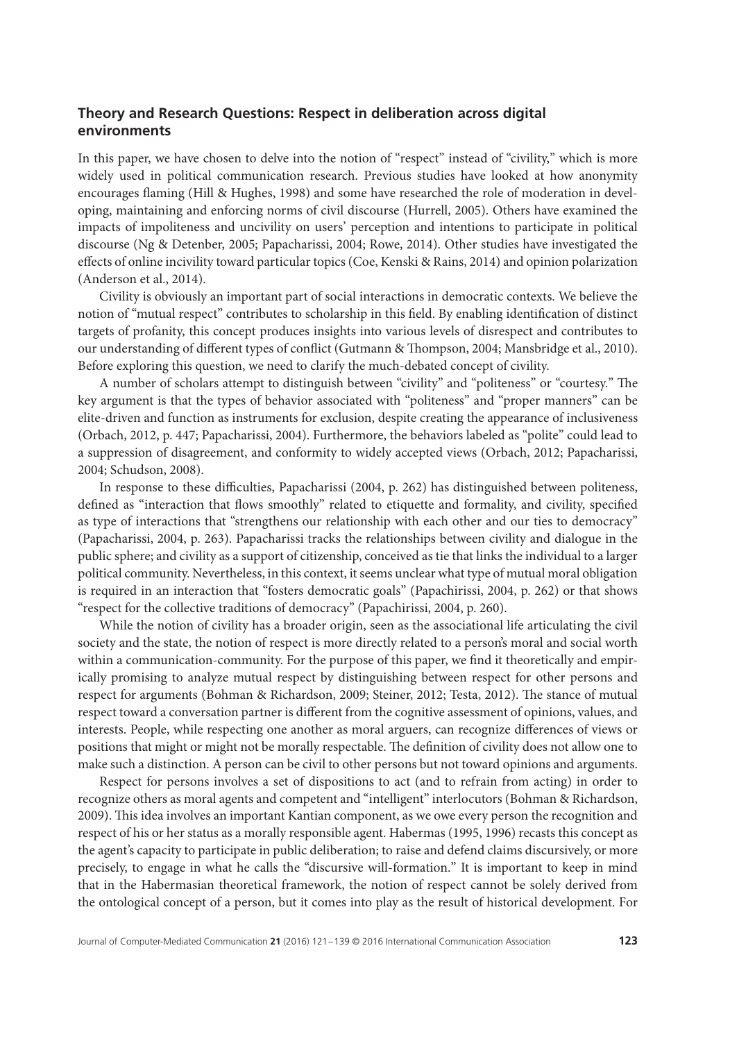## Theory and Research Questions: Respect in deliberation across digital environments

In this paper, we have chosen to delve into the notion of "respect" instead of "civility," which is more widely used in political communication research. Previous studies have looked at how anonymity encourages flaming (Hill & Hughes, 1998) and some have researched the role of moderation in developing, maintaining and enforcing norms of civil discourse (Hurrell, 2005). Others have examined the impacts of impoliteness and uncivility on users' perception and intentions to participate in political discourse (Ng & Detenber, 2005; Papacharissi, 2004; Rowe, 2014). Other studies have investigated the effects of online incivility toward particular topics (Coe, Kenski & Rains, 2014) and opinion polarization (Anderson et al., 2014).

Civility is obviously an important part of social interactions in democratic contexts. We believe the notion of "mutual respect" contributes to scholarship in this field. By enabling identification of distinct targets of profanity, this concept produces insights into various levels of disrespect and contributes to our understanding of different types of conflict (Gutmann & Thompson, 2004; Mansbridge et al., 2010). Before exploring this question, we need to clarify the much-debated concept of civility.

A number of scholars attempt to distinguish between "civility" and "politeness" or "courtesy." The key argument is that the types of behavior associated with "politeness" and "proper manners" can be elite-driven and function as instruments for exclusion, despite creating the appearance of inclusiveness (Orbach, 2012, p. 447; Papacharissi, 2004). Furthermore, the behaviors labeled as "polite" could lead to a suppression of disagreement, and conformity to widely accepted views (Orbach, 2012; Papacharissi, 2004; Schudson, 2008).

In response to these difficulties, Papacharissi (2004, p. 262) has distinguished between politeness, defined as "interaction that flows smoothly" related to etiquette and formality, and civility, specified as type of interactions that "strengthens our relationship with each other and our ties to democracy" (Papacharissi, 2004, p. 263). Papacharissi tracks the relationships between civility and dialogue in the public sphere; and civility as a support of citizenship, conceived as tie that links the individual to a larger political community. Nevertheless, in this context, it seems unclear what type of mutual moral obligation is required in an interaction that "fosters democratic goals" (Papachirissi, 2004, p. 262) or that shows "respect for the collective traditions of democracy" (Papachirissi, 2004, p. 260).

While the notion of civility has a broader origin, seen as the associational life articulating the civil society and the state, the notion of respect is more directly related to a person's moral and social worth within a communication-community. For the purpose of this paper, we find it theoretically and empirically promising to analyze mutual respect by distinguishing between respect for other persons and respect for arguments (Bohman & Richardson, 2009; Steiner, 2012; Testa, 2012). The stance of mutual respect toward a conversation partner is different from the cognitive assessment of opinions, values, and interests. People, while respecting one another as moral arguers, can recognize differences of views or positions that might or might not be morally respectable. The definition of civility does not allow one to make such a distinction. A person can be civil to other persons but not toward opinions and arguments.

Respect for persons involves a set of dispositions to act (and to refrain from acting) in order to recognize others as moral agents and competent and "intelligent" interlocutors (Bohman & Richardson, 2009). This idea involves an important Kantian component, as we owe every person the recognition and respect of his or her status as a morally responsible agent. Habermas (1995, 1996) recasts this concept as the agent's capacity to participate in public deliberation; to raise and defend claims discursively, or more precisely, to engage in what he calls the "discursive will-formation." It is important to keep in mind that in the Habermasian theoretical framework, the notion of respect cannot be solely derived from the ontological concept of a person, but it comes into play as the result of historical development. For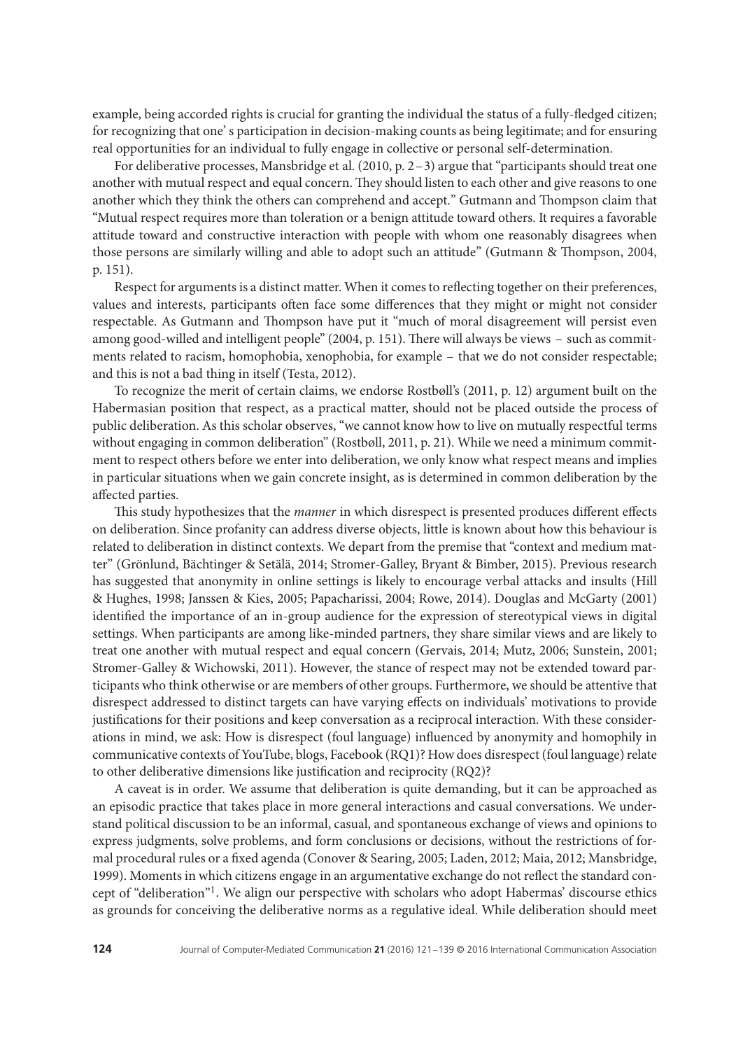example, being accorded rights is crucial for granting the individual the status of a fully-fledged citizen; for recognizing that one' s participation in decision-making counts as being legitimate; and for ensuring real opportunities for an individual to fully engage in collective or personal self-determination.

For deliberative processes, Mansbridge et al. (2010, p. 2–3) argue that "participants should treat one another with mutual respect and equal concern. They should listen to each other and give reasons to one another which they think the others can comprehend and accept." Gutmann and Thompson claim that "Mutual respect requires more than toleration or a benign attitude toward others. It requires a favorable attitude toward and constructive interaction with people with whom one reasonably disagrees when those persons are similarly willing and able to adopt such an attitude" (Gutmann & Thompson, 2004, p. 151).

Respect for arguments is a distinct matter. When it comes to reflecting together on their preferences, values and interests, participants often face some differences that they might or might not consider respectable. As Gutmann and Thompson have put it "much of moral disagreement will persist even among good-willed and intelligent people" (2004, p. 151). There will always be views – such as commitments related to racism, homophobia, xenophobia, for example – that we do not consider respectable; and this is not a bad thing in itself (Testa, 2012).

To recognize the merit of certain claims, we endorse Rostbøll's (2011, p. 12) argument built on the Habermasian position that respect, as a practical matter, should not be placed outside the process of public deliberation. As this scholar observes, "we cannot know how to live on mutually respectful terms without engaging in common deliberation" (Rostbøll, 2011, p. 21). While we need a minimum commitment to respect others before we enter into deliberation, we only know what respect means and implies in particular situations when we gain concrete insight, as is determined in common deliberation by the affected parties.

This study hypothesizes that the *manner* in which disrespect is presented produces different effects on deliberation. Since profanity can address diverse objects, little is known about how this behaviour is related to deliberation in distinct contexts. We depart from the premise that "context and medium matter" (Grönlund, Bächtinger & Setälä, 2014; Stromer-Galley, Bryant & Bimber, 2015). Previous research has suggested that anonymity in online settings is likely to encourage verbal attacks and insults (Hill & Hughes, 1998; Janssen & Kies, 2005; Papacharissi, 2004; Rowe, 2014). Douglas and McGarty (2001) identified the importance of an in-group audience for the expression of stereotypical views in digital settings. When participants are among like-minded partners, they share similar views and are likely to treat one another with mutual respect and equal concern (Gervais, 2014; Mutz, 2006; Sunstein, 2001; Stromer-Galley & Wichowski, 2011). However, the stance of respect may not be extended toward participants who think otherwise or are members of other groups. Furthermore, we should be attentive that disrespect addressed to distinct targets can have varying effects on individuals' motivations to provide justifications for their positions and keep conversation as a reciprocal interaction. With these considerations in mind, we ask: How is disrespect (foul language) influenced by anonymity and homophily in communicative contexts of YouTube, blogs, Facebook (RQ1)? How does disrespect (foul language) relate to other deliberative dimensions like justification and reciprocity (RQ2)?

A caveat is in order. We assume that deliberation is quite demanding, but it can be approached as an episodic practice that takes place in more general interactions and casual conversations. We understand political discussion to be an informal, casual, and spontaneous exchange of views and opinions to express judgments, solve problems, and form conclusions or decisions, without the restrictions of formal procedural rules or a fixed agenda (Conover & Searing, 2005; Laden, 2012; Maia, 2012; Mansbridge, 1999). Moments in which citizens engage in an argumentative exchange do not reflect the standard concept of "deliberation"[1]. We align our perspective with scholars who adopt Habermas' discourse ethics as grounds for conceiving the deliberative norms as a regulative ideal. While deliberation should meet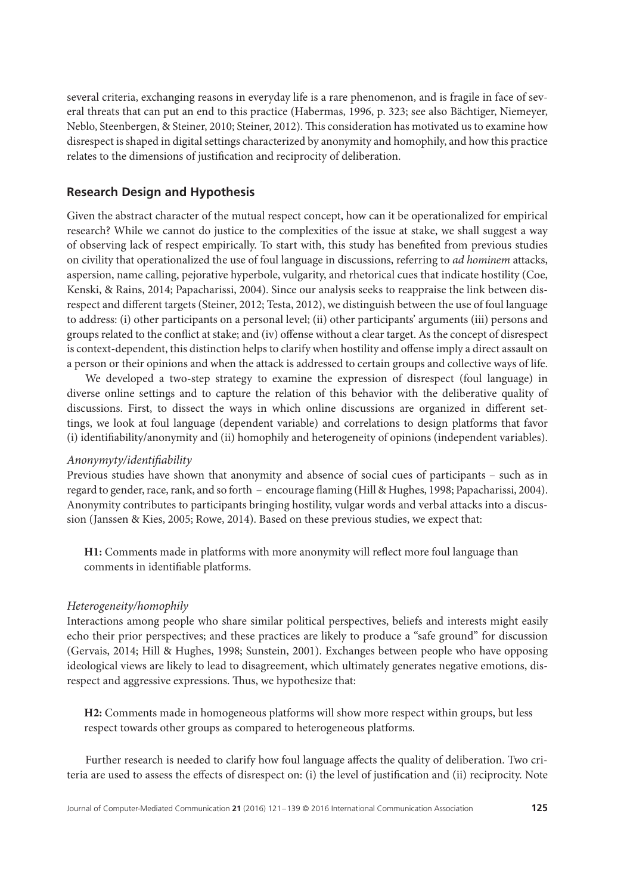several criteria, exchanging reasons in everyday life is a rare phenomenon, and is fragile in face of several threats that can put an end to this practice (Habermas, 1996, p. 323; see also Bächtiger, Niemeyer, Neblo, Steenbergen, & Steiner, 2010; Steiner, 2012). This consideration has motivated us to examine how disrespect is shaped in digital settings characterized by anonymity and homophily, and how this practice relates to the dimensions of justification and reciprocity of deliberation.

## Research Design and Hypothesis

Given the abstract character of the mutual respect concept, how can it be operationalized for empirical research? While we cannot do justice to the complexities of the issue at stake, we shall suggest a way of observing lack of respect empirically. To start with, this study has benefited from previous studies on civility that operationalized the use of foul language in discussions, referring to *ad hominem* attacks, aspersion, name calling, pejorative hyperbole, vulgarity, and rhetorical cues that indicate hostility (Coe, Kenski, & Rains, 2014; Papacharissi, 2004). Since our analysis seeks to reappraise the link between disrespect and different targets (Steiner, 2012; Testa, 2012), we distinguish between the use of foul language to address: (i) other participants on a personal level; (ii) other participants' arguments (iii) persons and groups related to the conflict at stake; and (iv) offense without a clear target. As the concept of disrespect is context-dependent, this distinction helps to clarify when hostility and offense imply a direct assault on a person or their opinions and when the attack is addressed to certain groups and collective ways of life.

We developed a two-step strategy to examine the expression of disrespect (foul language) in diverse online settings and to capture the relation of this behavior with the deliberative quality of discussions. First, to dissect the ways in which online discussions are organized in different settings, we look at foul language (dependent variable) and correlations to design platforms that favor (i) identifiability/anonymity and (ii) homophily and heterogeneity of opinions (independent variables).

*Anonymyty/identifiability*

Previous studies have shown that anonymity and absence of social cues of participants – such as in regard to gender, race, rank, and so forth – encourage flaming (Hill & Hughes, 1998; Papacharissi, 2004). Anonymity contributes to participants bringing hostility, vulgar words and verbal attacks into a discussion (Janssen & Kies, 2005; Rowe, 2014). Based on these previous studies, we expect that:

> **H1:** Comments made in platforms with more anonymity will reflect more foul language than comments in identifiable platforms.

*Heterogeneity/homophily*

Interactions among people who share similar political perspectives, beliefs and interests might easily echo their prior perspectives; and these practices are likely to produce a "safe ground" for discussion (Gervais, 2014; Hill & Hughes, 1998; Sunstein, 2001). Exchanges between people who have opposing ideological views are likely to lead to disagreement, which ultimately generates negative emotions, disrespect and aggressive expressions. Thus, we hypothesize that:

> **H2:** Comments made in homogeneous platforms will show more respect within groups, but less respect towards other groups as compared to heterogeneous platforms.

Further research is needed to clarify how foul language affects the quality of deliberation. Two criteria are used to assess the effects of disrespect on: (i) the level of justification and (ii) reciprocity. Note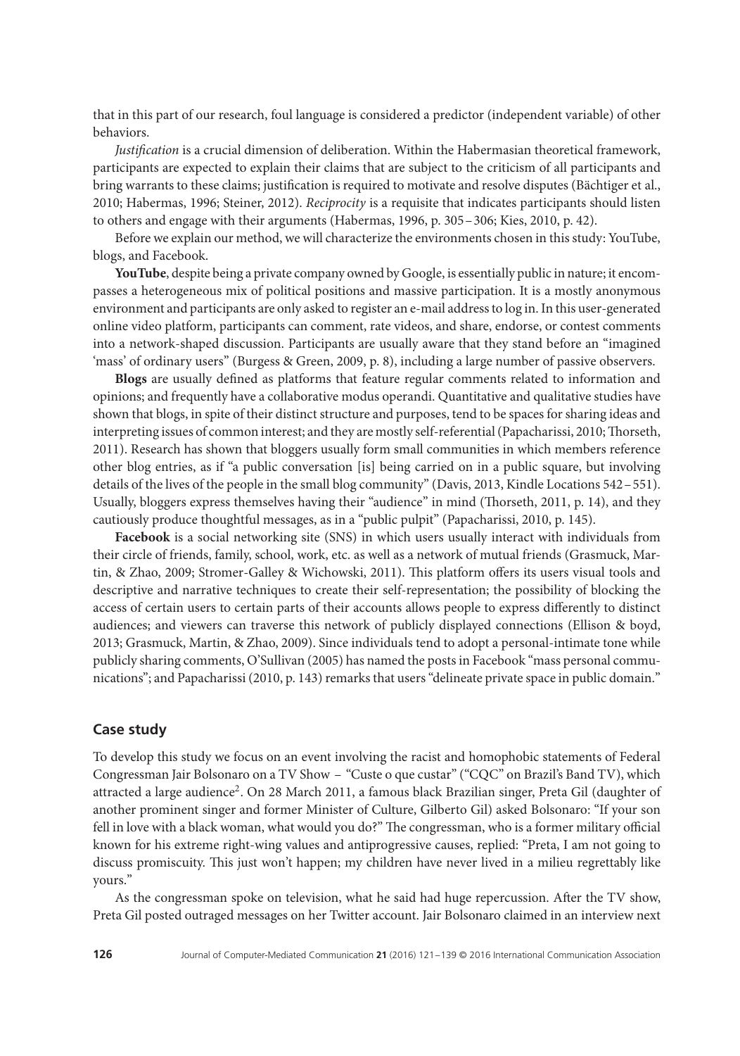that in this part of our research, foul language is considered a predictor (independent variable) of other behaviors.

*Justification* is a crucial dimension of deliberation. Within the Habermasian theoretical framework, participants are expected to explain their claims that are subject to the criticism of all participants and bring warrants to these claims; justification is required to motivate and resolve disputes (Bächtiger et al., 2010; Habermas, 1996; Steiner, 2012). *Reciprocity* is a requisite that indicates participants should listen to others and engage with their arguments (Habermas, 1996, p. 305 – 306; Kies, 2010, p. 42).

Before we explain our method, we will characterize the environments chosen in this study: YouTube, blogs, and Facebook.

**YouTube**, despite being a private company owned by Google, is essentially public in nature; it encompasses a heterogeneous mix of political positions and massive participation. It is a mostly anonymous environment and participants are only asked to register an e-mail address to log in. In this user-generated online video platform, participants can comment, rate videos, and share, endorse, or contest comments into a network-shaped discussion. Participants are usually aware that they stand before an "imagined 'mass' of ordinary users" (Burgess & Green, 2009, p. 8), including a large number of passive observers.

**Blogs** are usually defined as platforms that feature regular comments related to information and opinions; and frequently have a collaborative modus operandi. Quantitative and qualitative studies have shown that blogs, in spite of their distinct structure and purposes, tend to be spaces for sharing ideas and interpreting issues of common interest; and they are mostly self-referential (Papacharissi, 2010; Thorseth, 2011). Research has shown that bloggers usually form small communities in which members reference other blog entries, as if "a public conversation [is] being carried on in a public square, but involving details of the lives of the people in the small blog community" (Davis, 2013, Kindle Locations 542 – 551). Usually, bloggers express themselves having their "audience" in mind (Thorseth, 2011, p. 14), and they cautiously produce thoughtful messages, as in a "public pulpit" (Papacharissi, 2010, p. 145).

**Facebook** is a social networking site (SNS) in which users usually interact with individuals from their circle of friends, family, school, work, etc. as well as a network of mutual friends (Grasmuck, Martin, & Zhao, 2009; Stromer-Galley & Wichowski, 2011). This platform offers its users visual tools and descriptive and narrative techniques to create their self-representation; the possibility of blocking the access of certain users to certain parts of their accounts allows people to express differently to distinct audiences; and viewers can traverse this network of publicly displayed connections (Ellison & boyd, 2013; Grasmuck, Martin, & Zhao, 2009). Since individuals tend to adopt a personal-intimate tone while publicly sharing comments, O'Sullivan (2005) has named the posts in Facebook "mass personal communications"; and Papacharissi (2010, p. 143) remarks that users "delineate private space in public domain."

## Case study

To develop this study we focus on an event involving the racist and homophobic statements of Federal Congressman Jair Bolsonaro on a TV Show – "Custe o que custar" ("CQC" on Brazil's Band TV), which attracted a large audience[2]. On 28 March 2011, a famous black Brazilian singer, Preta Gil (daughter of another prominent singer and former Minister of Culture, Gilberto Gil) asked Bolsonaro: "If your son fell in love with a black woman, what would you do?" The congressman, who is a former military official known for his extreme right-wing values and antiprogressive causes, replied: "Preta, I am not going to discuss promiscuity. This just won't happen; my children have never lived in a milieu regrettably like yours."

As the congressman spoke on television, what he said had huge repercussion. After the TV show, Preta Gil posted outraged messages on her Twitter account. Jair Bolsonaro claimed in an interview next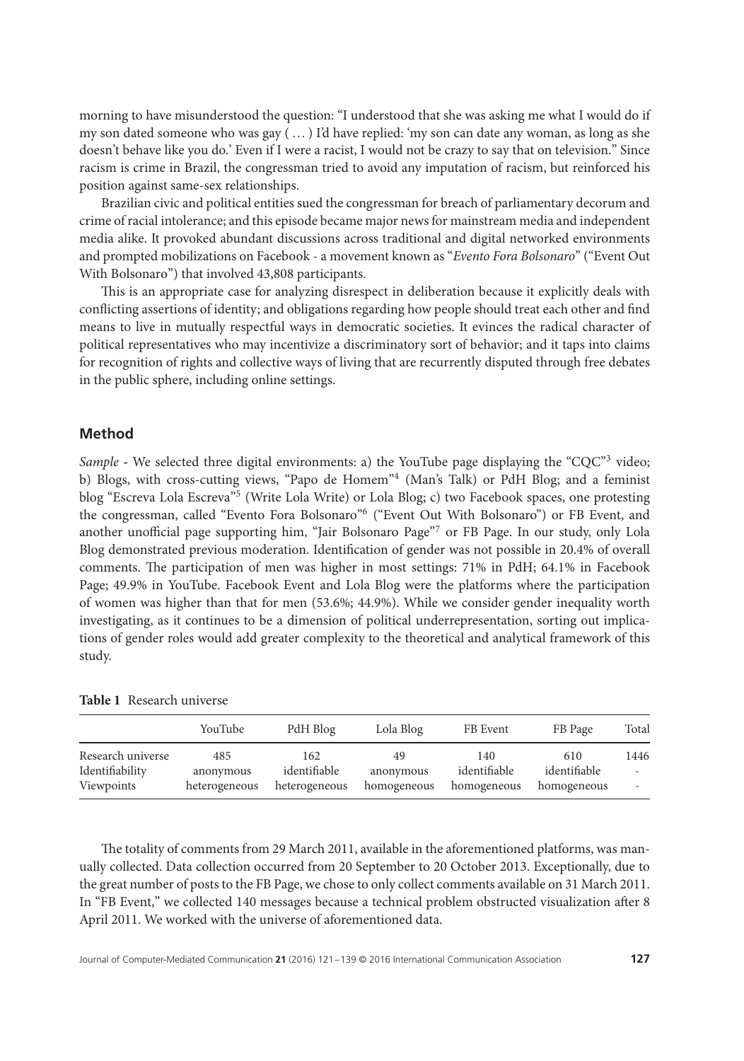morning to have misunderstood the question: "I understood that she was asking me what I would do if my son dated someone who was gay ( … ) I'd have replied: 'my son can date any woman, as long as she doesn't behave like you do.' Even if I were a racist, I would not be crazy to say that on television." Since racism is crime in Brazil, the congressman tried to avoid any imputation of racism, but reinforced his position against same-sex relationships.

Brazilian civic and political entities sued the congressman for breach of parliamentary decorum and crime of racial intolerance; and this episode became major news for mainstream media and independent media alike. It provoked abundant discussions across traditional and digital networked environments and prompted mobilizations on Facebook - a movement known as "*Evento Fora Bolsonaro*" ("Event Out With Bolsonaro") that involved 43,808 participants.

This is an appropriate case for analyzing disrespect in deliberation because it explicitly deals with conflicting assertions of identity; and obligations regarding how people should treat each other and find means to live in mutually respectful ways in democratic societies. It evinces the radical character of political representatives who may incentivize a discriminatory sort of behavior; and it taps into claims for recognition of rights and collective ways of living that are recurrently disputed through free debates in the public sphere, including online settings.

## Method

*Sample* - We selected three digital environments: a) the YouTube page displaying the "CQC"[3] video; b) Blogs, with cross-cutting views, "Papo de Homem"[4] (Man's Talk) or PdH Blog; and a feminist blog "Escreva Lola Escreva"[5] (Write Lola Write) or Lola Blog; c) two Facebook spaces, one protesting the congressman, called "Evento Fora Bolsonaro"[6] ("Event Out With Bolsonaro") or FB Event, and another unofficial page supporting him, "Jair Bolsonaro Page"[7] or FB Page. In our study, only Lola Blog demonstrated previous moderation. Identification of gender was not possible in 20.4% of overall comments. The participation of men was higher in most settings: 71% in PdH; 64.1% in Facebook Page; 49.9% in YouTube. Facebook Event and Lola Blog were the platforms where the participation of women was higher than that for men (53.6%; 44.9%). While we consider gender inequality worth investigating, as it continues to be a dimension of political underrepresentation, sorting out implications of gender roles would add greater complexity to the theoretical and analytical framework of this study.

**Table 1** Research universe

| | YouTube | PdH Blog | Lola Blog | FB Event | FB Page | Total |
|---|---|---|---|---|---|---|
| Research universe | 485 | 162 | 49 | 140 | 610 | 1446 |
| Identifiability | anonymous | identifiable | anonymous | identifiable | identifiable | - |
| Viewpoints | heterogeneous | heterogeneous | homogeneous | homogeneous | homogeneous | - |

The totality of comments from 29 March 2011, available in the aforementioned platforms, was manually collected. Data collection occurred from 20 September to 20 October 2013. Exceptionally, due to the great number of posts to the FB Page, we chose to only collect comments available on 31 March 2011. In "FB Event," we collected 140 messages because a technical problem obstructed visualization after 8 April 2011. We worked with the universe of aforementioned data.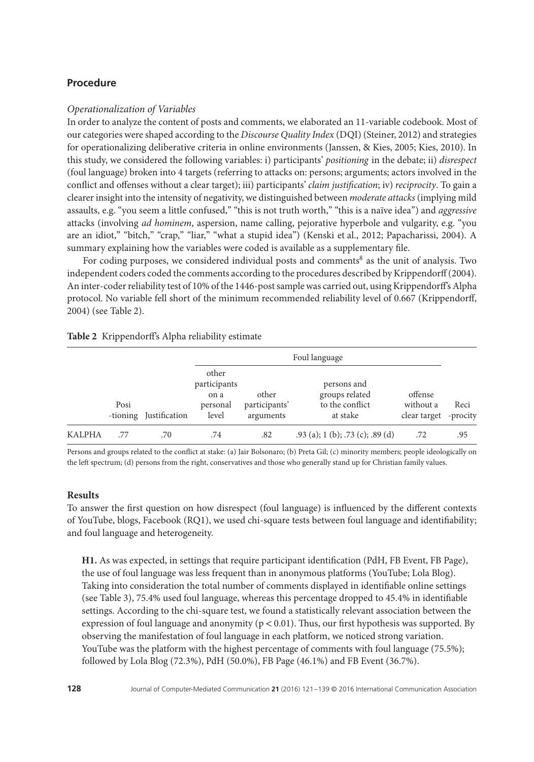## Procedure

### *Operationalization of Variables*

In order to analyze the content of posts and comments, we elaborated an 11-variable codebook. Most of our categories were shaped according to the *Discourse Quality Index* (DQI) (Steiner, 2012) and strategies for operationalizing deliberative criteria in online environments (Janssen, & Kies, 2005; Kies, 2010). In this study, we considered the following variables: i) participants' *positioning* in the debate; ii) *disrespect* (foul language) broken into 4 targets (referring to attacks on: persons; arguments; actors involved in the conflict and offenses without a clear target); iii) participants' *claim justification*; iv) *reciprocity*. To gain a clearer insight into the intensity of negativity, we distinguished between *moderate attacks* (implying mild assaults, e.g. "you seem a little confused," "this is not truth worth," "this is a naïve idea") and *aggressive* attacks (involving *ad hominem*, aspersion, name calling, pejorative hyperbole and vulgarity, e.g. "you are an idiot," "bitch," "crap," "liar," "what a stupid idea") (Kenski et al., 2012; Papacharissi, 2004). A summary explaining how the variables were coded is available as a supplementary file.

For coding purposes, we considered individual posts and comments[8] as the unit of analysis. Two independent coders coded the comments according to the procedures described by Krippendorff (2004). An inter-coder reliability test of 10% of the 1446-post sample was carried out, using Krippendorff's Alpha protocol. No variable fell short of the minimum recommended reliability level of 0.667 (Krippendorff, 2004) (see Table 2).

**Table 2** Krippendorff's Alpha reliability estimate

| | | | Foul language | | | | |
|---|---|---|---|---|---|---|---|
| | Posi -tioning | Justification | other participants on a personal level | other participants' arguments | persons and groups related to the conflict at stake | offense without a clear target | Reci -procity |
| KALPHA | .77 | .70 | .74 | .82 | .93 (a); 1 (b); .73 (c); .89 (d) | .72 | .95 |

Persons and groups related to the conflict at stake: (a) Jair Bolsonaro; (b) Preta Gil; (c) minority members; people ideologically on the left spectrum; (d) persons from the right, conservatives and those who generally stand up for Christian family values.

### Results

To answer the first question on how disrespect (foul language) is influenced by the different contexts of YouTube, blogs, Facebook (RQ1), we used chi-square tests between foul language and identifiability; and foul language and heterogeneity.

**H1.** As was expected, in settings that require participant identification (PdH, FB Event, FB Page), the use of foul language was less frequent than in anonymous platforms (YouTube; Lola Blog). Taking into consideration the total number of comments displayed in identifiable online settings (see Table 3), 75.4% used foul language, whereas this percentage dropped to 45.4% in identifiable settings. According to the chi-square test, we found a statistically relevant association between the expression of foul language and anonymity ($p < 0.01$). Thus, our first hypothesis was supported. By observing the manifestation of foul language in each platform, we noticed strong variation. YouTube was the platform with the highest percentage of comments with foul language (75.5%); followed by Lola Blog (72.3%), PdH (50.0%), FB Page (46.1%) and FB Event (36.7%).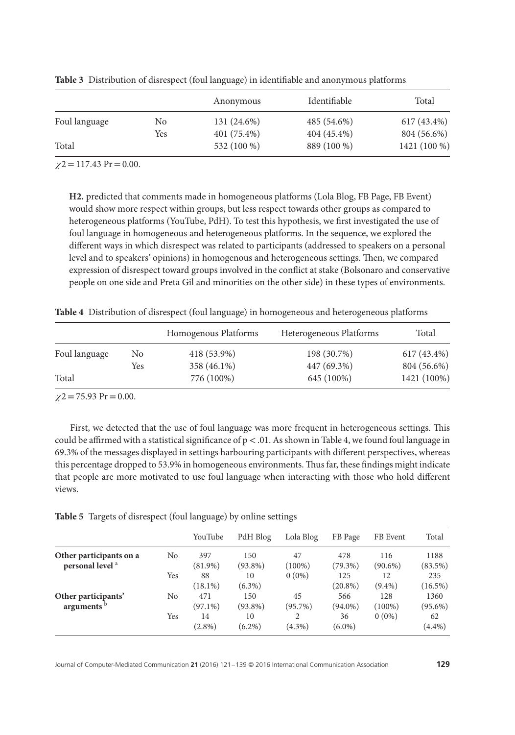**Table 3** Distribution of disrespect (foul language) in identifiable and anonymous platforms

| | | Anonymous | Identifiable | Total |
|---|---|---|---|---|
| Foul language | No | 131 (24.6%) | 485 (54.6%) | 617 (43.4%) |
| | Yes | 401 (75.4%) | 404 (45.4%) | 804 (56.6%) |
| Total | | 532 (100 %) | 889 (100 %) | 1421 (100 %) |

$\chi 2 = 117.43$ Pr $= 0.00$.

**H2.** predicted that comments made in homogeneous platforms (Lola Blog, FB Page, FB Event) would show more respect within groups, but less respect towards other groups as compared to heterogeneous platforms (YouTube, PdH). To test this hypothesis, we first investigated the use of foul language in homogeneous and heterogeneous platforms. In the sequence, we explored the different ways in which disrespect was related to participants (addressed to speakers on a personal level and to speakers' opinions) in homogenous and heterogeneous settings. Then, we compared expression of disrespect toward groups involved in the conflict at stake (Bolsonaro and conservative people on one side and Preta Gil and minorities on the other side) in these types of environments.

**Table 4** Distribution of disrespect (foul language) in homogeneous and heterogeneous platforms

| | | Homogenous Platforms | Heterogeneous Platforms | Total |
|---|---|---|---|---|
| Foul language | No | 418 (53.9%) | 198 (30.7%) | 617 (43.4%) |
| | Yes | 358 (46.1%) | 447 (69.3%) | 804 (56.6%) |
| Total | | 776 (100%) | 645 (100%) | 1421 (100%) |

$\chi 2 = 75.93$ Pr $= 0.00$.

First, we detected that the use of foul language was more frequent in heterogeneous settings. This could be affirmed with a statistical significance of $p < .01$. As shown in Table 4, we found foul language in 69.3% of the messages displayed in settings harbouring participants with different perspectives, whereas this percentage dropped to 53.9% in homogeneous environments. Thus far, these findings might indicate that people are more motivated to use foul language when interacting with those who hold different views.

**Table 5** Targets of disrespect (foul language) by online settings

| | | YouTube | PdH Blog | Lola Blog | FB Page | FB Event | Total |
|---|---|---|---|---|---|---|---|
| **Other participants on a personal level** [a] | No | 397 (81.9%) | 150 (93.8%) | 47 (100%) | 478 (79.3%) | 116 (90.6%) | 1188 (83.5%) |
| | Yes | 88 (18.1%) | 10 (6.3%) | 0 (0%) | 125 (20.8%) | 12 (9.4%) | 235 (16.5%) |
| **Other participants' arguments** [b] | No | 471 (97.1%) | 150 (93.8%) | 45 (95.7%) | 566 (94.0%) | 128 (100%) | 1360 (95.6%) |
| | Yes | 14 (2.8%) | 10 (6.2%) | 2 (4.3%) | 36 (6.0%) | 0 (0%) | 62 (4.4%) |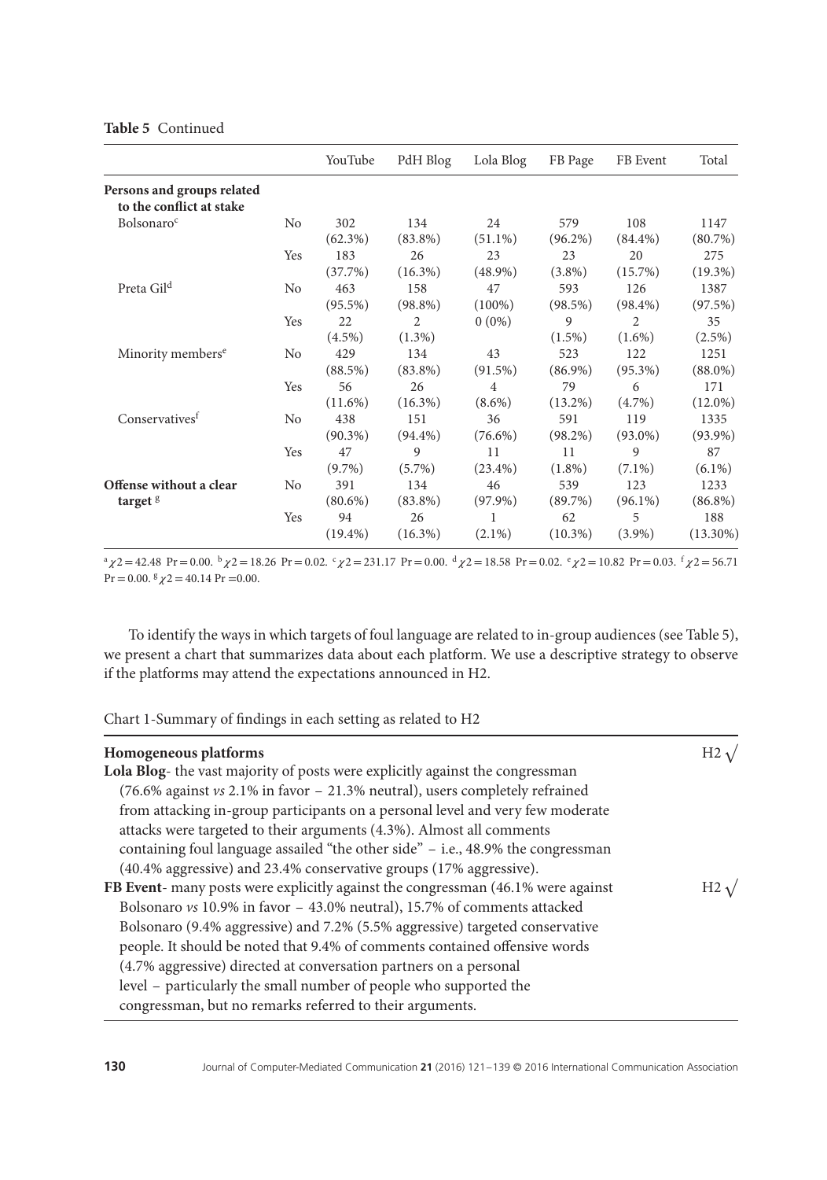**Table 5** Continued

| | | YouTube | PdH Blog | Lola Blog | FB Page | FB Event | Total |
|---|---|---|---|---|---|---|---|
| **Persons and groups related to the conflict at stake** | | | | | | | |
| Bolsonaro[c] | No | 302 (62.3%) | 134 (83.8%) | 24 (51.1%) | 579 (96.2%) | 108 (84.4%) | 1147 (80.7%) |
| | Yes | 183 (37.7%) | 26 (16.3%) | 23 (48.9%) | 23 (3.8%) | 20 (15.7%) | 275 (19.3%) |
| Preta Gil[d] | No | 463 (95.5%) | 158 (98.8%) | 47 (100%) | 593 (98.5%) | 126 (98.4%) | 1387 (97.5%) |
| | Yes | 22 (4.5%) | 2 (1.3%) | 0 (0%) | 9 (1.5%) | 2 (1.6%) | 35 (2.5%) |
| Minority members[e] | No | 429 (88.5%) | 134 (83.8%) | 43 (91.5%) | 523 (86.9%) | 122 (95.3%) | 1251 (88.0%) |
| | Yes | 56 (11.6%) | 26 (16.3%) | 4 (8.6%) | 79 (13.2%) | 6 (4.7%) | 171 (12.0%) |
| Conservatives[f] | No | 438 (90.3%) | 151 (94.4%) | 36 (76.6%) | 591 (98.2%) | 119 (93.0%) | 1335 (93.9%) |
| | Yes | 47 (9.7%) | 9 (5.7%) | 11 (23.4%) | 11 (1.8%) | 9 (7.1%) | 87 (6.1%) |
| **Offense without a clear target** [g] | No | 391 (80.6%) | 134 (83.8%) | 46 (97.9%) | 539 (89.7%) | 123 (96.1%) | 1233 (86.8%) |
| | Yes | 94 (19.4%) | 26 (16.3%) | 1 (2.1%) | 62 (10.3%) | 5 (3.9%) | 188 (13.30%) |

[a] $\chi 2 = 42.48$ Pr = 0.00. [b] $\chi 2 = 18.26$ Pr = 0.02. [c] $\chi 2 = 231.17$ Pr = 0.00. [d] $\chi 2 = 18.58$ Pr = 0.02. [e] $\chi 2 = 10.82$ Pr = 0.03. [f] $\chi 2 = 56.71$ Pr = 0.00. [g] $\chi 2 = 40.14$ Pr = 0.00.

To identify the ways in which targets of foul language are related to in-group audiences (see Table 5), we present a chart that summarizes data about each platform. We use a descriptive strategy to observe if the platforms may attend the expectations announced in H2.

Chart 1-Summary of findings in each setting as related to H2

| **Homogeneous platforms** | H2 √ |
|---|---|
| **Lola Blog**- the vast majority of posts were explicitly against the congressman (76.6% against *vs* 2.1% in favor – 21.3% neutral), users completely refrained from attacking in-group participants on a personal level and very few moderate attacks were targeted to their arguments (4.3%). Almost all comments containing foul language assailed "the other side" – i.e., 48.9% the congressman (40.4% aggressive) and 23.4% conservative groups (17% aggressive). | |
| **FB Event**- many posts were explicitly against the congressman (46.1% were against Bolsonaro *vs* 10.9% in favor – 43.0% neutral), 15.7% of comments attacked Bolsonaro (9.4% aggressive) and 7.2% (5.5% aggressive) targeted conservative people. It should be noted that 9.4% of comments contained offensive words (4.7% aggressive) directed at conversation partners on a personal level – particularly the small number of people who supported the congressman, but no remarks referred to their arguments. | H2 √ |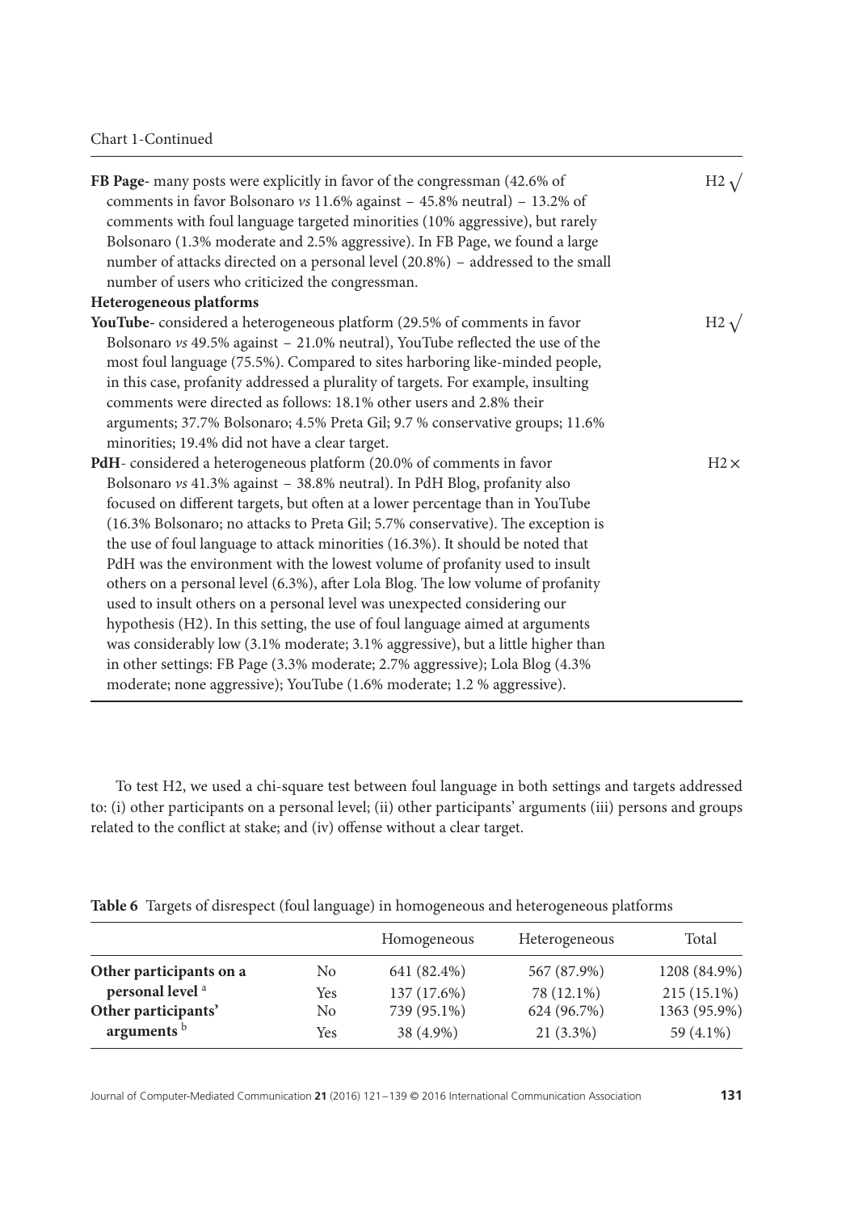Chart 1-Continued

| | |
|---|---|
| **FB Page**- many posts were explicitly in favor of the congressman (42.6% of comments in favor Bolsonaro *vs* 11.6% against – 45.8% neutral) – 13.2% of comments with foul language targeted minorities (10% aggressive), but rarely Bolsonaro (1.3% moderate and 2.5% aggressive). In FB Page, we found a large number of attacks directed on a personal level (20.8%) – addressed to the small number of users who criticized the congressman. | H2 √ |
| **Heterogeneous platforms** | |
| **YouTube**- considered a heterogeneous platform (29.5% of comments in favor Bolsonaro *vs* 49.5% against – 21.0% neutral), YouTube reflected the use of the most foul language (75.5%). Compared to sites harboring like-minded people, in this case, profanity addressed a plurality of targets. For example, insulting comments were directed as follows: 18.1% other users and 2.8% their arguments; 37.7% Bolsonaro; 4.5% Preta Gil; 9.7 % conservative groups; 11.6% minorities; 19.4% did not have a clear target. | H2 √ |
| **PdH**- considered a heterogeneous platform (20.0% of comments in favor Bolsonaro *vs* 41.3% against – 38.8% neutral). In PdH Blog, profanity also focused on different targets, but often at a lower percentage than in YouTube (16.3% Bolsonaro; no attacks to Preta Gil; 5.7% conservative). The exception is the use of foul language to attack minorities (16.3%). It should be noted that PdH was the environment with the lowest volume of profanity used to insult others on a personal level (6.3%), after Lola Blog. The low volume of profanity used to insult others on a personal level was unexpected considering our hypothesis (H2). In this setting, the use of foul language aimed at arguments was considerably low (3.1% moderate; 3.1% aggressive), but a little higher than in other settings: FB Page (3.3% moderate; 2.7% aggressive); Lola Blog (4.3% moderate; none aggressive); YouTube (1.6% moderate; 1.2 % aggressive). | H2 × |

To test H2, we used a chi-square test between foul language in both settings and targets addressed to: (i) other participants on a personal level; (ii) other participants' arguments (iii) persons and groups related to the conflict at stake; and (iv) offense without a clear target.

**Table 6** Targets of disrespect (foul language) in homogeneous and heterogeneous platforms

| | | Homogeneous | Heterogeneous | Total |
|---|---|---|---|---|
| **Other participants on a personal level** [a] | No | 641 (82.4%) | 567 (87.9%) | 1208 (84.9%) |
| | Yes | 137 (17.6%) | 78 (12.1%) | 215 (15.1%) |
| **Other participants' arguments** [b] | No | 739 (95.1%) | 624 (96.7%) | 1363 (95.9%) |
| | Yes | 38 (4.9%) | 21 (3.3%) | 59 (4.1%) |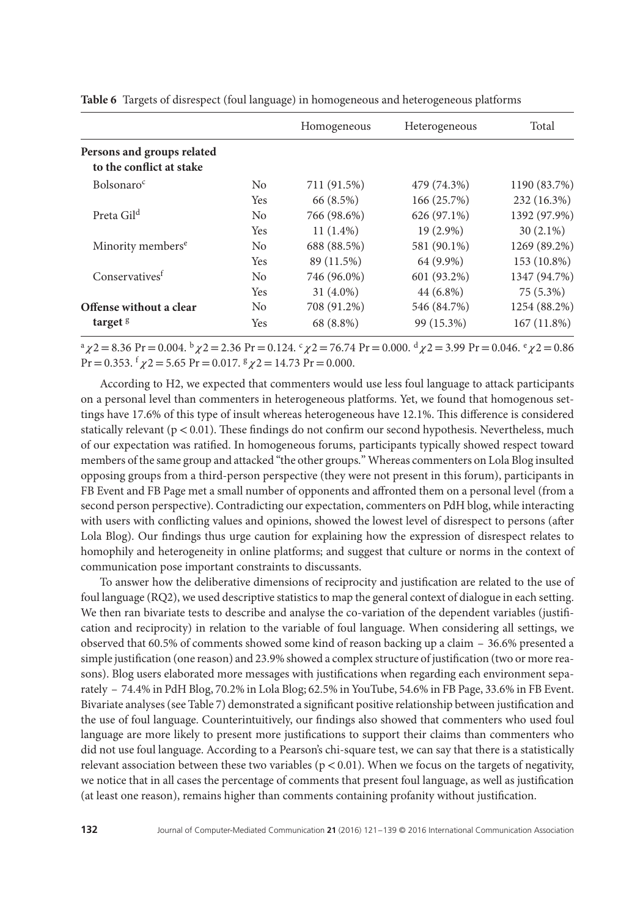**Table 6** Targets of disrespect (foul language) in homogeneous and heterogeneous platforms

| | | Homogeneous | Heterogeneous | Total |
|---|---|---|---|---|
| **Persons and groups related to the conflict at stake** | | | | |
| Bolsonaro[c] | No | 711 (91.5%) | 479 (74.3%) | 1190 (83.7%) |
| | Yes | 66 (8.5%) | 166 (25.7%) | 232 (16.3%) |
| Preta Gil[d] | No | 766 (98.6%) | 626 (97.1%) | 1392 (97.9%) |
| | Yes | 11 (1.4%) | 19 (2.9%) | 30 (2.1%) |
| Minority members[e] | No | 688 (88.5%) | 581 (90.1%) | 1269 (89.2%) |
| | Yes | 89 (11.5%) | 64 (9.9%) | 153 (10.8%) |
| Conservatives[f] | No | 746 (96.0%) | 601 (93.2%) | 1347 (94.7%) |
| | Yes | 31 (4.0%) | 44 (6.8%) | 75 (5.3%) |
| **Offense without a clear target** [g] | No | 708 (91.2%) | 546 (84.7%) | 1254 (88.2%) |
| | Yes | 68 (8.8%) | 99 (15.3%) | 167 (11.8%) |

[a] $\chi 2 = 8.36$ Pr = 0.004. [b] $\chi 2 = 2.36$ Pr = 0.124. [c] $\chi 2 = 76.74$ Pr = 0.000. [d] $\chi 2 = 3.99$ Pr = 0.046. [e] $\chi 2 = 0.86$ Pr = 0.353. [f] $\chi 2 = 5.65$ Pr = 0.017. [g] $\chi 2 = 14.73$ Pr = 0.000.

According to H2, we expected that commenters would use less foul language to attack participants on a personal level than commenters in heterogeneous platforms. Yet, we found that homogenous settings have 17.6% of this type of insult whereas heterogeneous have 12.1%. This difference is considered statically relevant ($p < 0.01$). These findings do not confirm our second hypothesis. Nevertheless, much of our expectation was ratified. In homogeneous forums, participants typically showed respect toward members of the same group and attacked "the other groups." Whereas commenters on Lola Blog insulted opposing groups from a third-person perspective (they were not present in this forum), participants in FB Event and FB Page met a small number of opponents and affronted them on a personal level (from a second person perspective). Contradicting our expectation, commenters on PdH blog, while interacting with users with conflicting values and opinions, showed the lowest level of disrespect to persons (after Lola Blog). Our findings thus urge caution for explaining how the expression of disrespect relates to homophily and heterogeneity in online platforms; and suggest that culture or norms in the context of communication pose important constraints to discussants.

To answer how the deliberative dimensions of reciprocity and justification are related to the use of foul language (RQ2), we used descriptive statistics to map the general context of dialogue in each setting. We then ran bivariate tests to describe and analyse the co-variation of the dependent variables (justification and reciprocity) in relation to the variable of foul language. When considering all settings, we observed that 60.5% of comments showed some kind of reason backing up a claim – 36.6% presented a simple justification (one reason) and 23.9% showed a complex structure of justification (two or more reasons). Blog users elaborated more messages with justifications when regarding each environment separately – 74.4% in PdH Blog, 70.2% in Lola Blog; 62.5% in YouTube, 54.6% in FB Page, 33.6% in FB Event. Bivariate analyses (see Table 7) demonstrated a significant positive relationship between justification and the use of foul language. Counterintuitively, our findings also showed that commenters who used foul language are more likely to present more justifications to support their claims than commenters who did not use foul language. According to a Pearson's chi-square test, we can say that there is a statistically relevant association between these two variables ($p < 0.01$). When we focus on the targets of negativity, we notice that in all cases the percentage of comments that present foul language, as well as justification (at least one reason), remains higher than comments containing profanity without justification.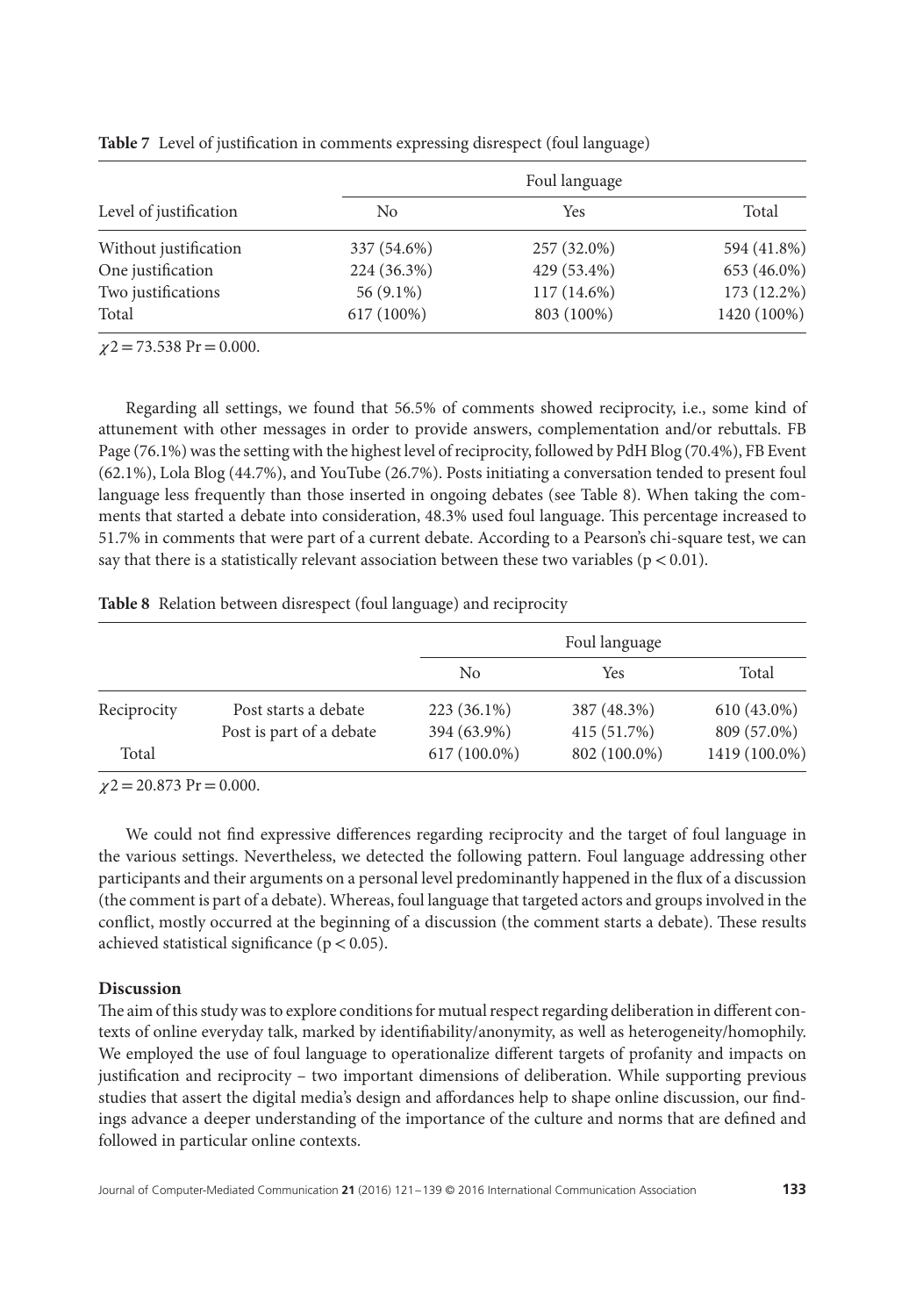**Table 7** Level of justification in comments expressing disrespect (foul language)

| Level of justification | Foul language | | |
|---|---|---|---|
| | No | Yes | Total |
| Without justification | 337 (54.6%) | 257 (32.0%) | 594 (41.8%) |
| One justification | 224 (36.3%) | 429 (53.4%) | 653 (46.0%) |
| Two justifications | 56 (9.1%) | 117 (14.6%) | 173 (12.2%) |
| Total | 617 (100%) | 803 (100%) | 1420 (100%) |

$\chi 2 = 73.538$ Pr $= 0.000$.

Regarding all settings, we found that 56.5% of comments showed reciprocity, i.e., some kind of attunement with other messages in order to provide answers, complementation and/or rebuttals. FB Page (76.1%) was the setting with the highest level of reciprocity, followed by PdH Blog (70.4%), FB Event (62.1%), Lola Blog (44.7%), and YouTube (26.7%). Posts initiating a conversation tended to present foul language less frequently than those inserted in ongoing debates (see Table 8). When taking the comments that started a debate into consideration, 48.3% used foul language. This percentage increased to 51.7% in comments that were part of a current debate. According to a Pearson's chi-square test, we can say that there is a statistically relevant association between these two variables ($p < 0.01$).

**Table 8** Relation between disrespect (foul language) and reciprocity

| | | Foul language | | |
|---|---|---|---|---|
| | | No | Yes | Total |
| Reciprocity | Post starts a debate | 223 (36.1%) | 387 (48.3%) | 610 (43.0%) |
| | Post is part of a debate | 394 (63.9%) | 415 (51.7%) | 809 (57.0%) |
| Total | | 617 (100.0%) | 802 (100.0%) | 1419 (100.0%) |

$\chi 2 = 20.873$ Pr $= 0.000$.

We could not find expressive differences regarding reciprocity and the target of foul language in the various settings. Nevertheless, we detected the following pattern. Foul language addressing other participants and their arguments on a personal level predominantly happened in the flux of a discussion (the comment is part of a debate). Whereas, foul language that targeted actors and groups involved in the conflict, mostly occurred at the beginning of a discussion (the comment starts a debate). These results achieved statistical significance ($p < 0.05$).

## Discussion

The aim of this study was to explore conditions for mutual respect regarding deliberation in different contexts of online everyday talk, marked by identifiability/anonymity, as well as heterogeneity/homophily. We employed the use of foul language to operationalize different targets of profanity and impacts on justification and reciprocity – two important dimensions of deliberation. While supporting previous studies that assert the digital media's design and affordances help to shape online discussion, our findings advance a deeper understanding of the importance of the culture and norms that are defined and followed in particular online contexts.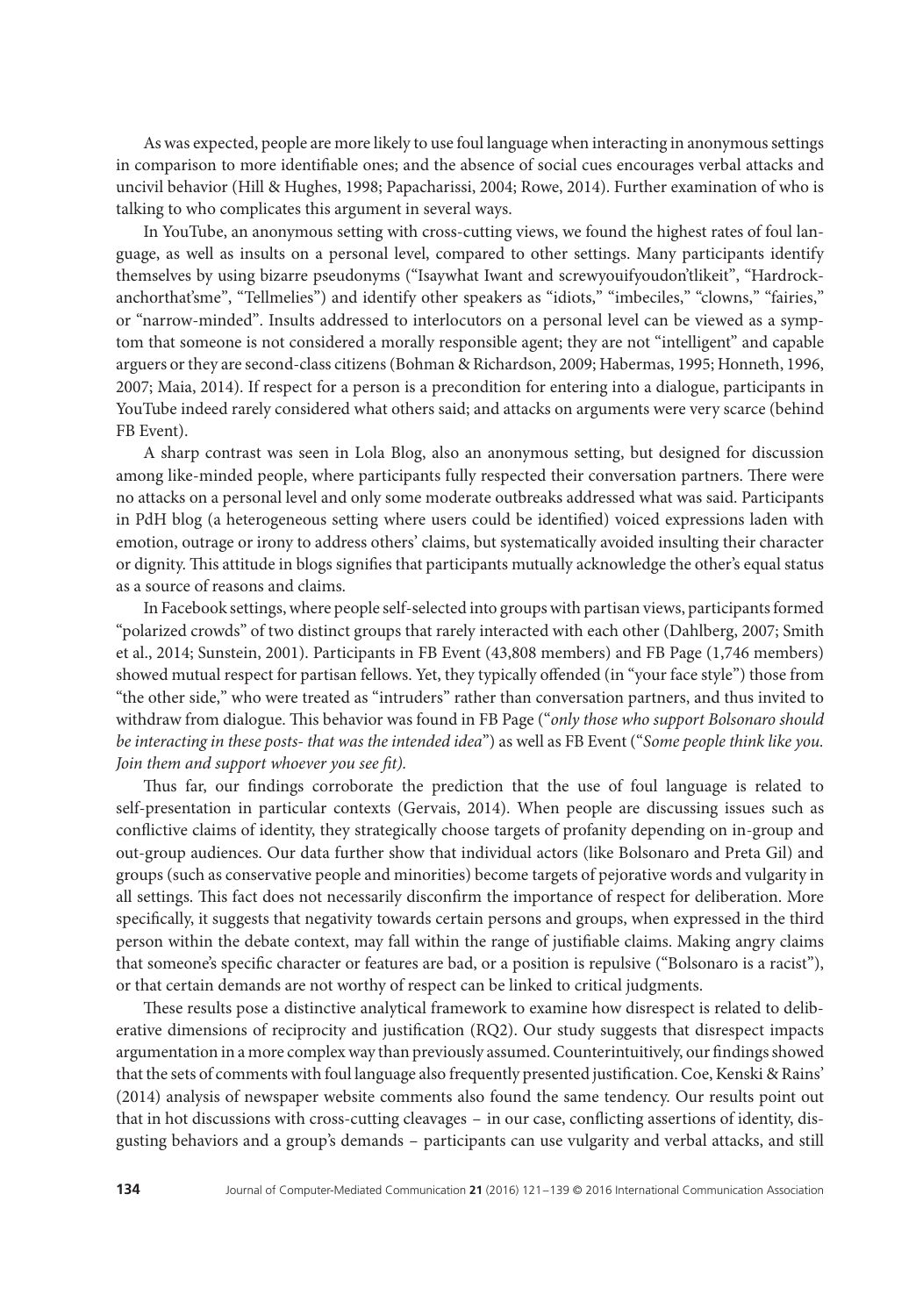As was expected, people are more likely to use foul language when interacting in anonymous settings in comparison to more identifiable ones; and the absence of social cues encourages verbal attacks and uncivil behavior (Hill & Hughes, 1998; Papacharissi, 2004; Rowe, 2014). Further examination of who is talking to who complicates this argument in several ways.

In YouTube, an anonymous setting with cross-cutting views, we found the highest rates of foul language, as well as insults on a personal level, compared to other settings. Many participants identify themselves by using bizarre pseudonyms ("Isaywhat Iwant and screwyouifyoudon'tlikeit", "Hardrock-anchorthat'sme", "Tellmelies") and identify other speakers as "idiots," "imbeciles," "clowns," "fairies," or "narrow-minded". Insults addressed to interlocutors on a personal level can be viewed as a symptom that someone is not considered a morally responsible agent; they are not "intelligent" and capable arguers or they are second-class citizens (Bohman & Richardson, 2009; Habermas, 1995; Honneth, 1996, 2007; Maia, 2014). If respect for a person is a precondition for entering into a dialogue, participants in YouTube indeed rarely considered what others said; and attacks on arguments were very scarce (behind FB Event).

A sharp contrast was seen in Lola Blog, also an anonymous setting, but designed for discussion among like-minded people, where participants fully respected their conversation partners. There were no attacks on a personal level and only some moderate outbreaks addressed what was said. Participants in PdH blog (a heterogeneous setting where users could be identified) voiced expressions laden with emotion, outrage or irony to address others' claims, but systematically avoided insulting their character or dignity. This attitude in blogs signifies that participants mutually acknowledge the other's equal status as a source of reasons and claims.

In Facebook settings, where people self-selected into groups with partisan views, participants formed "polarized crowds" of two distinct groups that rarely interacted with each other (Dahlberg, 2007; Smith et al., 2014; Sunstein, 2001). Participants in FB Event (43,808 members) and FB Page (1,746 members) showed mutual respect for partisan fellows. Yet, they typically offended (in "your face style") those from "the other side," who were treated as "intruders" rather than conversation partners, and thus invited to withdraw from dialogue. This behavior was found in FB Page ("*only those who support Bolsonaro should be interacting in these posts- that was the intended idea*") as well as FB Event ("*Some people think like you. Join them and support whoever you see fit).*

Thus far, our findings corroborate the prediction that the use of foul language is related to self-presentation in particular contexts (Gervais, 2014). When people are discussing issues such as conflictive claims of identity, they strategically choose targets of profanity depending on in-group and out-group audiences. Our data further show that individual actors (like Bolsonaro and Preta Gil) and groups (such as conservative people and minorities) become targets of pejorative words and vulgarity in all settings. This fact does not necessarily disconfirm the importance of respect for deliberation. More specifically, it suggests that negativity towards certain persons and groups, when expressed in the third person within the debate context, may fall within the range of justifiable claims. Making angry claims that someone's specific character or features are bad, or a position is repulsive ("Bolsonaro is a racist"), or that certain demands are not worthy of respect can be linked to critical judgments.

These results pose a distinctive analytical framework to examine how disrespect is related to deliberative dimensions of reciprocity and justification (RQ2). Our study suggests that disrespect impacts argumentation in a more complex way than previously assumed. Counterintuitively, our findings showed that the sets of comments with foul language also frequently presented justification. Coe, Kenski & Rains' (2014) analysis of newspaper website comments also found the same tendency. Our results point out that in hot discussions with cross-cutting cleavages – in our case, conflicting assertions of identity, disgusting behaviors and a group's demands – participants can use vulgarity and verbal attacks, and still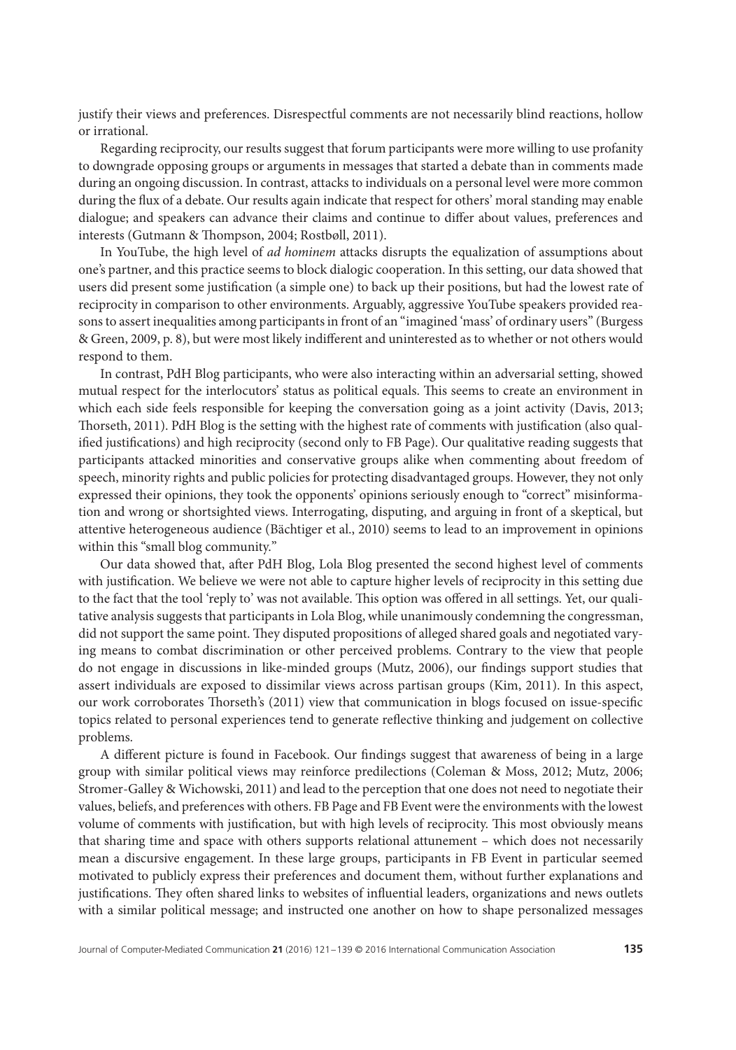justify their views and preferences. Disrespectful comments are not necessarily blind reactions, hollow or irrational.

Regarding reciprocity, our results suggest that forum participants were more willing to use profanity to downgrade opposing groups or arguments in messages that started a debate than in comments made during an ongoing discussion. In contrast, attacks to individuals on a personal level were more common during the flux of a debate. Our results again indicate that respect for others' moral standing may enable dialogue; and speakers can advance their claims and continue to differ about values, preferences and interests (Gutmann & Thompson, 2004; Rostbøll, 2011).

In YouTube, the high level of *ad hominem* attacks disrupts the equalization of assumptions about one's partner, and this practice seems to block dialogic cooperation. In this setting, our data showed that users did present some justification (a simple one) to back up their positions, but had the lowest rate of reciprocity in comparison to other environments. Arguably, aggressive YouTube speakers provided reasons to assert inequalities among participants in front of an "imagined 'mass' of ordinary users" (Burgess & Green, 2009, p. 8), but were most likely indifferent and uninterested as to whether or not others would respond to them.

In contrast, PdH Blog participants, who were also interacting within an adversarial setting, showed mutual respect for the interlocutors' status as political equals. This seems to create an environment in which each side feels responsible for keeping the conversation going as a joint activity (Davis, 2013; Thorseth, 2011). PdH Blog is the setting with the highest rate of comments with justification (also qualified justifications) and high reciprocity (second only to FB Page). Our qualitative reading suggests that participants attacked minorities and conservative groups alike when commenting about freedom of speech, minority rights and public policies for protecting disadvantaged groups. However, they not only expressed their opinions, they took the opponents' opinions seriously enough to "correct" misinformation and wrong or shortsighted views. Interrogating, disputing, and arguing in front of a skeptical, but attentive heterogeneous audience (Bächtiger et al., 2010) seems to lead to an improvement in opinions within this "small blog community."

Our data showed that, after PdH Blog, Lola Blog presented the second highest level of comments with justification. We believe we were not able to capture higher levels of reciprocity in this setting due to the fact that the tool 'reply to' was not available. This option was offered in all settings. Yet, our qualitative analysis suggests that participants in Lola Blog, while unanimously condemning the congressman, did not support the same point. They disputed propositions of alleged shared goals and negotiated varying means to combat discrimination or other perceived problems. Contrary to the view that people do not engage in discussions in like-minded groups (Mutz, 2006), our findings support studies that assert individuals are exposed to dissimilar views across partisan groups (Kim, 2011). In this aspect, our work corroborates Thorseth's (2011) view that communication in blogs focused on issue-specific topics related to personal experiences tend to generate reflective thinking and judgement on collective problems.

A different picture is found in Facebook. Our findings suggest that awareness of being in a large group with similar political views may reinforce predilections (Coleman & Moss, 2012; Mutz, 2006; Stromer-Galley & Wichowski, 2011) and lead to the perception that one does not need to negotiate their values, beliefs, and preferences with others. FB Page and FB Event were the environments with the lowest volume of comments with justification, but with high levels of reciprocity. This most obviously means that sharing time and space with others supports relational attunement – which does not necessarily mean a discursive engagement. In these large groups, participants in FB Event in particular seemed motivated to publicly express their preferences and document them, without further explanations and justifications. They often shared links to websites of influential leaders, organizations and news outlets with a similar political message; and instructed one another on how to shape personalized messages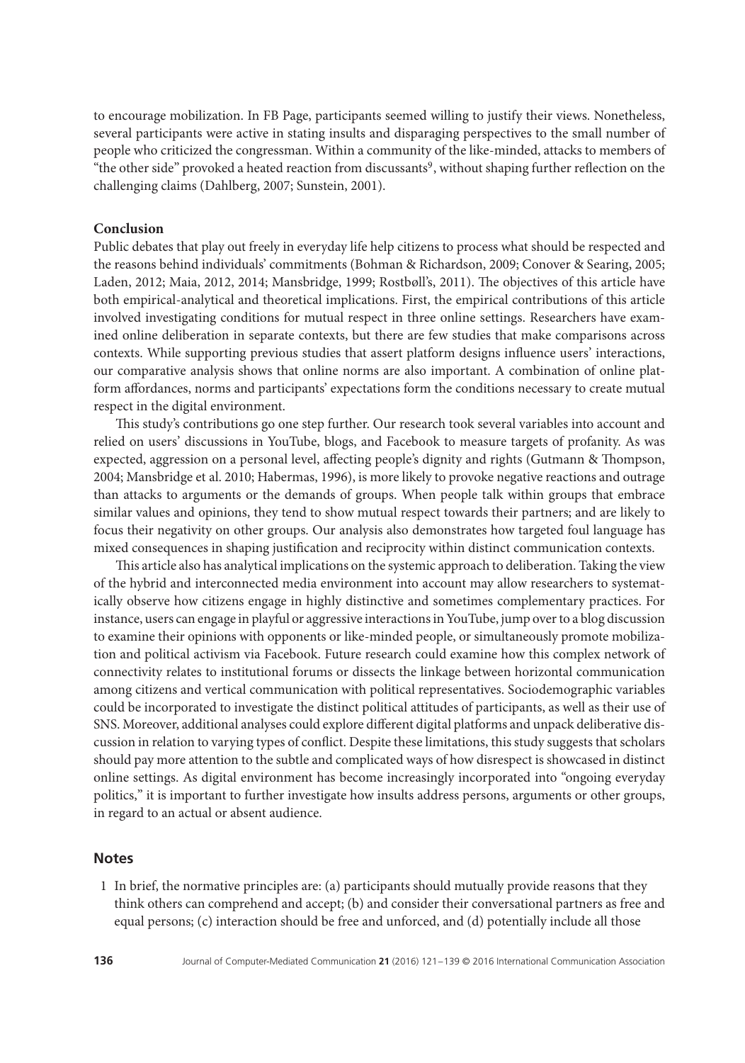to encourage mobilization. In FB Page, participants seemed willing to justify their views. Nonetheless, several participants were active in stating insults and disparaging perspectives to the small number of people who criticized the congressman. Within a community of the like-minded, attacks to members of "the other side" provoked a heated reaction from discussants[9], without shaping further reflection on the challenging claims (Dahlberg, 2007; Sunstein, 2001).

## Conclusion

Public debates that play out freely in everyday life help citizens to process what should be respected and the reasons behind individuals' commitments (Bohman & Richardson, 2009; Conover & Searing, 2005; Laden, 2012; Maia, 2012, 2014; Mansbridge, 1999; Rostbøll's, 2011). The objectives of this article have both empirical-analytical and theoretical implications. First, the empirical contributions of this article involved investigating conditions for mutual respect in three online settings. Researchers have examined online deliberation in separate contexts, but there are few studies that make comparisons across contexts. While supporting previous studies that assert platform designs influence users' interactions, our comparative analysis shows that online norms are also important. A combination of online platform affordances, norms and participants' expectations form the conditions necessary to create mutual respect in the digital environment.

This study's contributions go one step further. Our research took several variables into account and relied on users' discussions in YouTube, blogs, and Facebook to measure targets of profanity. As was expected, aggression on a personal level, affecting people's dignity and rights (Gutmann & Thompson, 2004; Mansbridge et al. 2010; Habermas, 1996), is more likely to provoke negative reactions and outrage than attacks to arguments or the demands of groups. When people talk within groups that embrace similar values and opinions, they tend to show mutual respect towards their partners; and are likely to focus their negativity on other groups. Our analysis also demonstrates how targeted foul language has mixed consequences in shaping justification and reciprocity within distinct communication contexts.

This article also has analytical implications on the systemic approach to deliberation. Taking the view of the hybrid and interconnected media environment into account may allow researchers to systematically observe how citizens engage in highly distinctive and sometimes complementary practices. For instance, users can engage in playful or aggressive interactions in YouTube, jump over to a blog discussion to examine their opinions with opponents or like-minded people, or simultaneously promote mobilization and political activism via Facebook. Future research could examine how this complex network of connectivity relates to institutional forums or dissects the linkage between horizontal communication among citizens and vertical communication with political representatives. Sociodemographic variables could be incorporated to investigate the distinct political attitudes of participants, as well as their use of SNS. Moreover, additional analyses could explore different digital platforms and unpack deliberative discussion in relation to varying types of conflict. Despite these limitations, this study suggests that scholars should pay more attention to the subtle and complicated ways of how disrespect is showcased in distinct online settings. As digital environment has become increasingly incorporated into "ongoing everyday politics," it is important to further investigate how insults address persons, arguments or other groups, in regard to an actual or absent audience.

## Notes

1 In brief, the normative principles are: (a) participants should mutually provide reasons that they think others can comprehend and accept; (b) and consider their conversational partners as free and equal persons; (c) interaction should be free and unforced, and (d) potentially include all those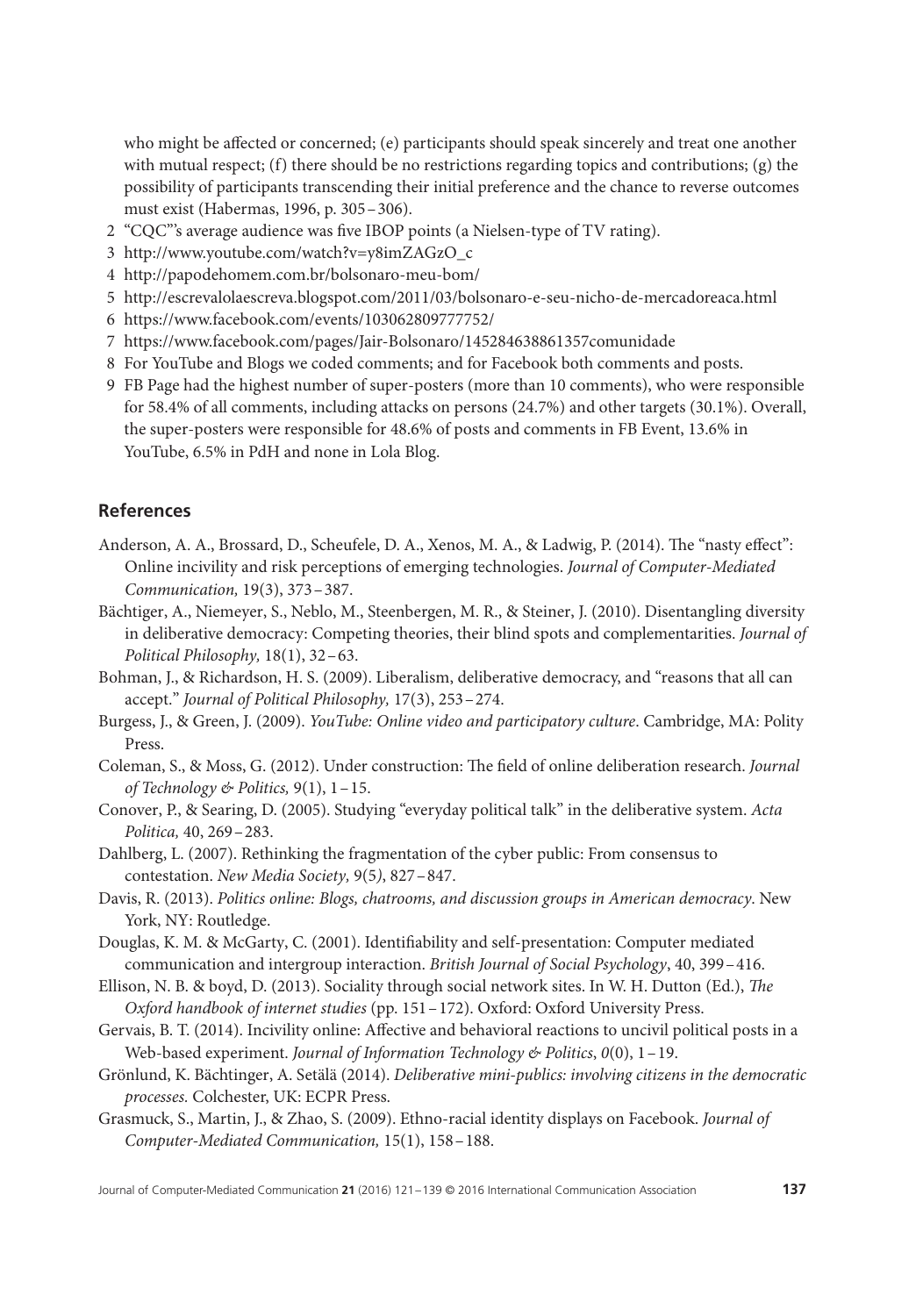who might be affected or concerned; (e) participants should speak sincerely and treat one another with mutual respect; (f) there should be no restrictions regarding topics and contributions; (g) the possibility of participants transcending their initial preference and the chance to reverse outcomes must exist (Habermas, 1996, p. 305 – 306).

2 "CQC"'s average audience was five IBOP points (a Nielsen-type of TV rating).

3 http://www.youtube.com/watch?v=y8imZAGzO_c

4 http://papodehomem.com.br/bolsonaro-meu-bom/

5 http://escrevalolaescreva.blogspot.com/2011/03/bolsonaro-e-seu-nicho-de-mercadoreaca.html

6 https://www.facebook.com/events/103062809777752/

7 https://www.facebook.com/pages/Jair-Bolsonaro/145284638861357comunidade

8 For YouTube and Blogs we coded comments; and for Facebook both comments and posts.

9 FB Page had the highest number of super-posters (more than 10 comments), who were responsible for 58.4% of all comments, including attacks on persons (24.7%) and other targets (30.1%). Overall, the super-posters were responsible for 48.6% of posts and comments in FB Event, 13.6% in YouTube, 6.5% in PdH and none in Lola Blog.

## References

Anderson, A. A., Brossard, D., Scheufele, D. A., Xenos, M. A., & Ladwig, P. (2014). The "nasty effect": Online incivility and risk perceptions of emerging technologies. *Journal of Computer-Mediated Communication,* 19(3), 373 – 387.

Bächtiger, A., Niemeyer, S., Neblo, M., Steenbergen, M. R., & Steiner, J. (2010). Disentangling diversity in deliberative democracy: Competing theories, their blind spots and complementarities. *Journal of Political Philosophy,* 18(1), 32 – 63.

Bohman, J., & Richardson, H. S. (2009). Liberalism, deliberative democracy, and "reasons that all can accept." *Journal of Political Philosophy,* 17(3), 253 – 274.

Burgess, J., & Green, J. (2009). *YouTube: Online video and participatory culture*. Cambridge, MA: Polity Press.

Coleman, S., & Moss, G. (2012). Under construction: The field of online deliberation research. *Journal of Technology & Politics,* 9(1), 1 – 15.

Conover, P., & Searing, D. (2005). Studying "everyday political talk" in the deliberative system. *Acta Politica,* 40, 269 – 283.

Dahlberg, L. (2007). Rethinking the fragmentation of the cyber public: From consensus to contestation. *New Media Society,* 9(5), 827 – 847.

Davis, R. (2013). *Politics online: Blogs, chatrooms, and discussion groups in American democracy*. New York, NY: Routledge.

Douglas, K. M. & McGarty, C. (2001). Identifiability and self-presentation: Computer mediated communication and intergroup interaction. *British Journal of Social Psychology*, 40, 399 – 416.

Ellison, N. B. & boyd, D. (2013). Sociality through social network sites. In W. H. Dutton (Ed.), *The Oxford handbook of internet studies* (pp. 151 – 172). Oxford: Oxford University Press.

Gervais, B. T. (2014). Incivility online: Affective and behavioral reactions to uncivil political posts in a Web-based experiment. *Journal of Information Technology & Politics*, *0*(0), 1 – 19.

Grönlund, K. Bächtinger, A. Setälä (2014). *Deliberative mini-publics: involving citizens in the democratic processes.* Colchester, UK: ECPR Press.

Grasmuck, S., Martin, J., & Zhao, S. (2009). Ethno-racial identity displays on Facebook. *Journal of Computer-Mediated Communication,* 15(1), 158 – 188.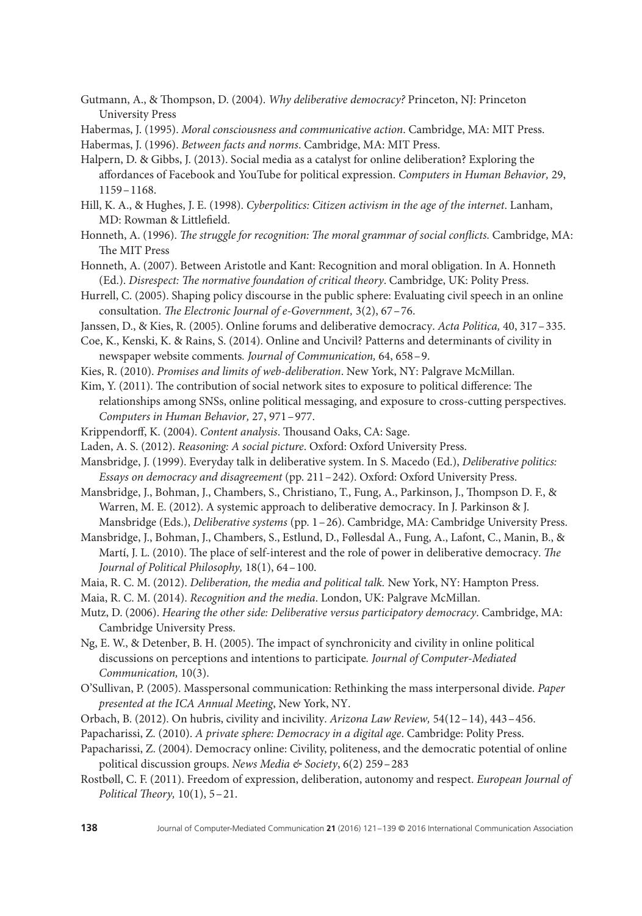Gutmann, A., & Thompson, D. (2004). *Why deliberative democracy?* Princeton, NJ: Princeton University Press

Habermas, J. (1995). *Moral consciousness and communicative action*. Cambridge, MA: MIT Press.

Habermas, J. (1996). *Between facts and norms*. Cambridge, MA: MIT Press.

Halpern, D. & Gibbs, J. (2013). Social media as a catalyst for online deliberation? Exploring the affordances of Facebook and YouTube for political expression. *Computers in Human Behavior,* 29, 1159–1168.

Hill, K. A., & Hughes, J. E. (1998). *Cyberpolitics: Citizen activism in the age of the internet*. Lanham, MD: Rowman & Littlefield.

Honneth, A. (1996). *The struggle for recognition: The moral grammar of social conflicts.* Cambridge, MA: The MIT Press

Honneth, A. (2007). Between Aristotle and Kant: Recognition and moral obligation. In A. Honneth (Ed.). *Disrespect: The normative foundation of critical theory*. Cambridge, UK: Polity Press.

Hurrell, C. (2005). Shaping policy discourse in the public sphere: Evaluating civil speech in an online consultation. *The Electronic Journal of e-Government,* 3(2), 67–76.

Janssen, D., & Kies, R. (2005). Online forums and deliberative democracy. *Acta Politica,* 40, 317–335.

Coe, K., Kenski, K. & Rains, S. (2014). Online and Uncivil? Patterns and determinants of civility in newspaper website comments*. Journal of Communication,* 64, 658–9.

Kies, R. (2010). *Promises and limits of web-deliberation*. New York, NY: Palgrave McMillan.

Kim, Y. (2011). The contribution of social network sites to exposure to political difference: The relationships among SNSs, online political messaging, and exposure to cross-cutting perspectives. *Computers in Human Behavior,* 27, 971–977.

Krippendorff, K. (2004). *Content analysis*. Thousand Oaks, CA: Sage.

Laden, A. S. (2012). *Reasoning: A social picture*. Oxford: Oxford University Press.

Mansbridge, J. (1999). Everyday talk in deliberative system. In S. Macedo (Ed.), *Deliberative politics: Essays on democracy and disagreement* (pp. 211–242). Oxford: Oxford University Press.

Mansbridge, J., Bohman, J., Chambers, S., Christiano, T., Fung, A., Parkinson, J., Thompson D. F., & Warren, M. E. (2012). A systemic approach to deliberative democracy. In J. Parkinson & J. Mansbridge (Eds.), *Deliberative systems* (pp. 1–26). Cambridge, MA: Cambridge University Press.

Mansbridge, J., Bohman, J., Chambers, S., Estlund, D., Føllesdal A., Fung, A., Lafont, C., Manin, B., & Martí, J. L. (2010). The place of self-interest and the role of power in deliberative democracy. *The Journal of Political Philosophy,* 18(1), 64–100.

Maia, R. C. M. (2012). *Deliberation, the media and political talk.* New York, NY: Hampton Press.

Maia, R. C. M. (2014). *Recognition and the media*. London, UK: Palgrave McMillan.

Mutz, D. (2006). *Hearing the other side: Deliberative versus participatory democracy*. Cambridge, MA: Cambridge University Press.

Ng, E. W., & Detenber, B. H. (2005). The impact of synchronicity and civility in online political discussions on perceptions and intentions to participate*. Journal of Computer-Mediated Communication,* 10(3).

O'Sullivan, P. (2005). Masspersonal communication: Rethinking the mass interpersonal divide. *Paper presented at the ICA Annual Meeting*, New York, NY.

Orbach, B. (2012). On hubris, civility and incivility. *Arizona Law Review,* 54(12–14), 443–456.

Papacharissi, Z. (2010). *A private sphere: Democracy in a digital age*. Cambridge: Polity Press.

Papacharissi, Z. (2004). Democracy online: Civility, politeness, and the democratic potential of online political discussion groups. *News Media & Society*, 6(2) 259–283

Rostbøll, C. F. (2011). Freedom of expression, deliberation, autonomy and respect. *European Journal of Political Theory,* 10(1), 5–21.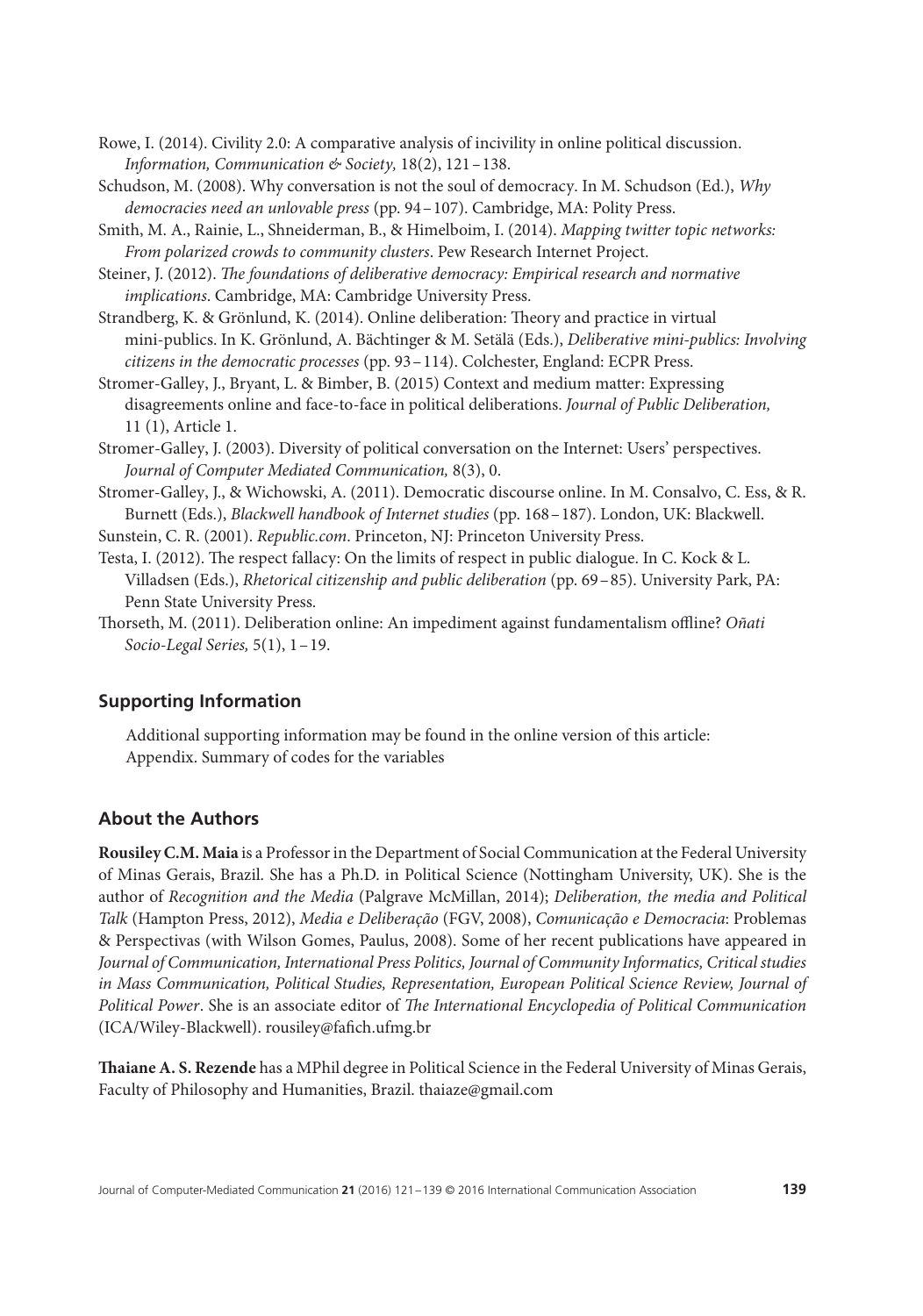Rowe, I. (2014). Civility 2.0: A comparative analysis of incivility in online political discussion. *Information, Communication & Society,* 18(2), 121 – 138.

Schudson, M. (2008). Why conversation is not the soul of democracy. In M. Schudson (Ed.), *Why democracies need an unlovable press* (pp. 94 – 107). Cambridge, MA: Polity Press.

Smith, M. A., Rainie, L., Shneiderman, B., & Himelboim, I. (2014). *Mapping twitter topic networks: From polarized crowds to community clusters*. Pew Research Internet Project.

Steiner, J. (2012). *The foundations of deliberative democracy: Empirical research and normative implications*. Cambridge, MA: Cambridge University Press.

Strandberg, K. & Grönlund, K. (2014). Online deliberation: Theory and practice in virtual mini-publics. In K. Grönlund, A. Bächtinger & M. Setälä (Eds.), *Deliberative mini-publics: Involving citizens in the democratic processes* (pp. 93 – 114). Colchester, England: ECPR Press.

Stromer-Galley, J., Bryant, L. & Bimber, B. (2015) Context and medium matter: Expressing disagreements online and face-to-face in political deliberations. *Journal of Public Deliberation,* 11 (1), Article 1.

Stromer-Galley, J. (2003). Diversity of political conversation on the Internet: Users' perspectives. *Journal of Computer Mediated Communication,* 8(3), 0.

Stromer-Galley, J., & Wichowski, A. (2011). Democratic discourse online. In M. Consalvo, C. Ess, & R. Burnett (Eds.), *Blackwell handbook of Internet studies* (pp. 168 – 187). London, UK: Blackwell.

Sunstein, C. R. (2001). *Republic.com*. Princeton, NJ: Princeton University Press.

Testa, I. (2012). The respect fallacy: On the limits of respect in public dialogue. In C. Kock & L. Villadsen (Eds.), *Rhetorical citizenship and public deliberation* (pp. 69 – 85). University Park, PA: Penn State University Press.

Thorseth, M. (2011). Deliberation online: An impediment against fundamentalism offline? *Oñati Socio-Legal Series,* 5(1), 1 – 19.

## Supporting Information

Additional supporting information may be found in the online version of this article:
Appendix. Summary of codes for the variables

## About the Authors

**Rousiley C.M. Maia** is a Professor in the Department of Social Communication at the Federal University of Minas Gerais, Brazil. She has a Ph.D. in Political Science (Nottingham University, UK). She is the author of *Recognition and the Media* (Palgrave McMillan, 2014); *Deliberation, the media and Political Talk* (Hampton Press, 2012), *Media e Deliberação* (FGV, 2008), *Comunicação e Democracia*: Problemas & Perspectivas (with Wilson Gomes, Paulus, 2008). Some of her recent publications have appeared in *Journal of Communication, International Press Politics, Journal of Community Informatics, Critical studies in Mass Communication, Political Studies, Representation, European Political Science Review, Journal of Political Power*. She is an associate editor of *The International Encyclopedia of Political Communication* (ICA/Wiley-Blackwell). rousiley@fafich.ufmg.br

**Thaiane A. S. Rezende** has a MPhil degree in Political Science in the Federal University of Minas Gerais, Faculty of Philosophy and Humanities, Brazil. thaiaze@gmail.com